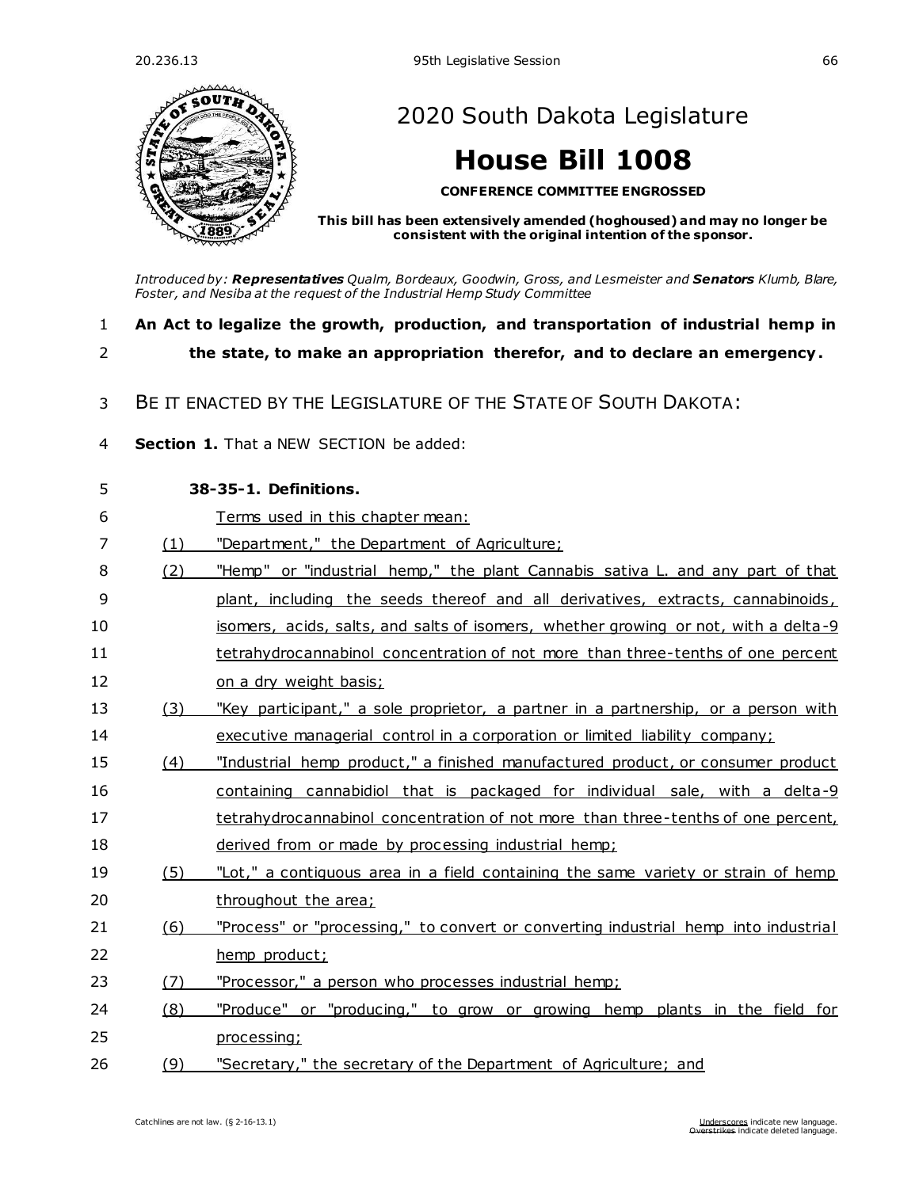# 2020 South Dakota Legislature

# House Bill 1008

**CONFERENCE COMMITTEE ENGROSSED**

**This bill has been extensively amended (hoghoused) and may no longer be consistent with the original intention of the sponsor.**

*Introduced by:* ***Representatives*** *Qualm, Bordeaux, Goodwin, Gross, and Lesmeister and* ***Senators*** *Klumb, Blare, Foster, and Nesiba at the request of the Industrial Hemp Study Committee*

**An Act to legalize the growth, production, and transportation of industrial hemp in the state, to make an appropriation therefor, and to declare an emergency.**

BE IT ENACTED BY THE LEGISLATURE OF THE STATE OF SOUTH DAKOTA:

**Section 1.** That a NEW SECTION be added:

**38-35-1. Definitions.**

Terms used in this chapter mean:

(1) "Department," the Department of Agriculture;

(2) "Hemp" or "industrial hemp," the plant Cannabis sativa L. and any part of that plant, including the seeds thereof and all derivatives, extracts, cannabinoids, isomers, acids, salts, and salts of isomers, whether growing or not, with a delta-9 tetrahydrocannabinol concentration of not more than three-tenths of one percent on a dry weight basis;

(3) "Key participant," a sole proprietor, a partner in a partnership, or a person with executive managerial control in a corporation or limited liability company;

(4) "Industrial hemp product," a finished manufactured product, or consumer product containing cannabidiol that is packaged for individual sale, with a delta-9 tetrahydrocannabinol concentration of not more than three-tenths of one percent, derived from or made by processing industrial hemp;

(5) "Lot," a contiguous area in a field containing the same variety or strain of hemp throughout the area;

(6) "Process" or "processing," to convert or converting industrial hemp into industrial hemp product;

(7) "Processor," a person who processes industrial hemp;

(8) "Produce" or "producing," to grow or growing hemp plants in the field for processing;

(9) "Secretary," the secretary of the Department of Agriculture; and

Catchlines are not law. (§ 2-16-13.1)

Underscores indicate new language. Overstrikes indicate deleted language.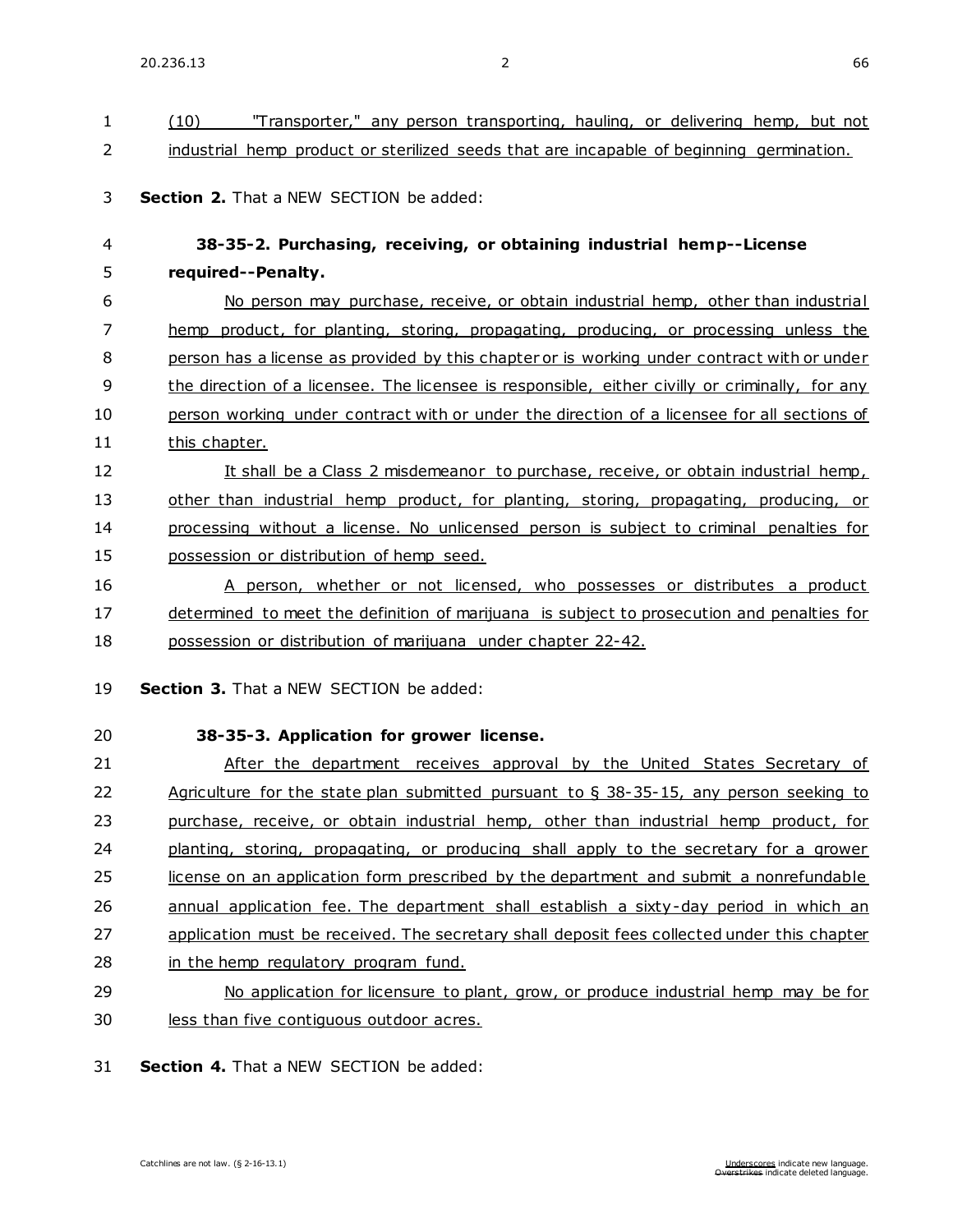(10) "Transporter," any person transporting, hauling, or delivering hemp, but not industrial hemp product or sterilized seeds that are incapable of beginning germination.

**Section 2.** That a NEW SECTION be added:

**38-35-2. Purchasing, receiving, or obtaining industrial hemp--License required--Penalty.**

No person may purchase, receive, or obtain industrial hemp, other than industrial hemp product, for planting, storing, propagating, producing, or processing unless the person has a license as provided by this chapter or is working under contract with or under the direction of a licensee. The licensee is responsible, either civilly or criminally, for any person working under contract with or under the direction of a licensee for all sections of this chapter.

It shall be a Class 2 misdemeanor to purchase, receive, or obtain industrial hemp, other than industrial hemp product, for planting, storing, propagating, producing, or processing without a license. No unlicensed person is subject to criminal penalties for possession or distribution of hemp seed.

A person, whether or not licensed, who possesses or distributes a product determined to meet the definition of marijuana is subject to prosecution and penalties for possession or distribution of marijuana under chapter 22-42.

**Section 3.** That a NEW SECTION be added:

**38-35-3. Application for grower license.**

After the department receives approval by the United States Secretary of Agriculture for the state plan submitted pursuant to § 38-35-15, any person seeking to purchase, receive, or obtain industrial hemp, other than industrial hemp product, for planting, storing, propagating, or producing shall apply to the secretary for a grower license on an application form prescribed by the department and submit a nonrefundable annual application fee. The department shall establish a sixty-day period in which an application must be received. The secretary shall deposit fees collected under this chapter in the hemp regulatory program fund.

No application for licensure to plant, grow, or produce industrial hemp may be for less than five contiguous outdoor acres.

**Section 4.** That a NEW SECTION be added: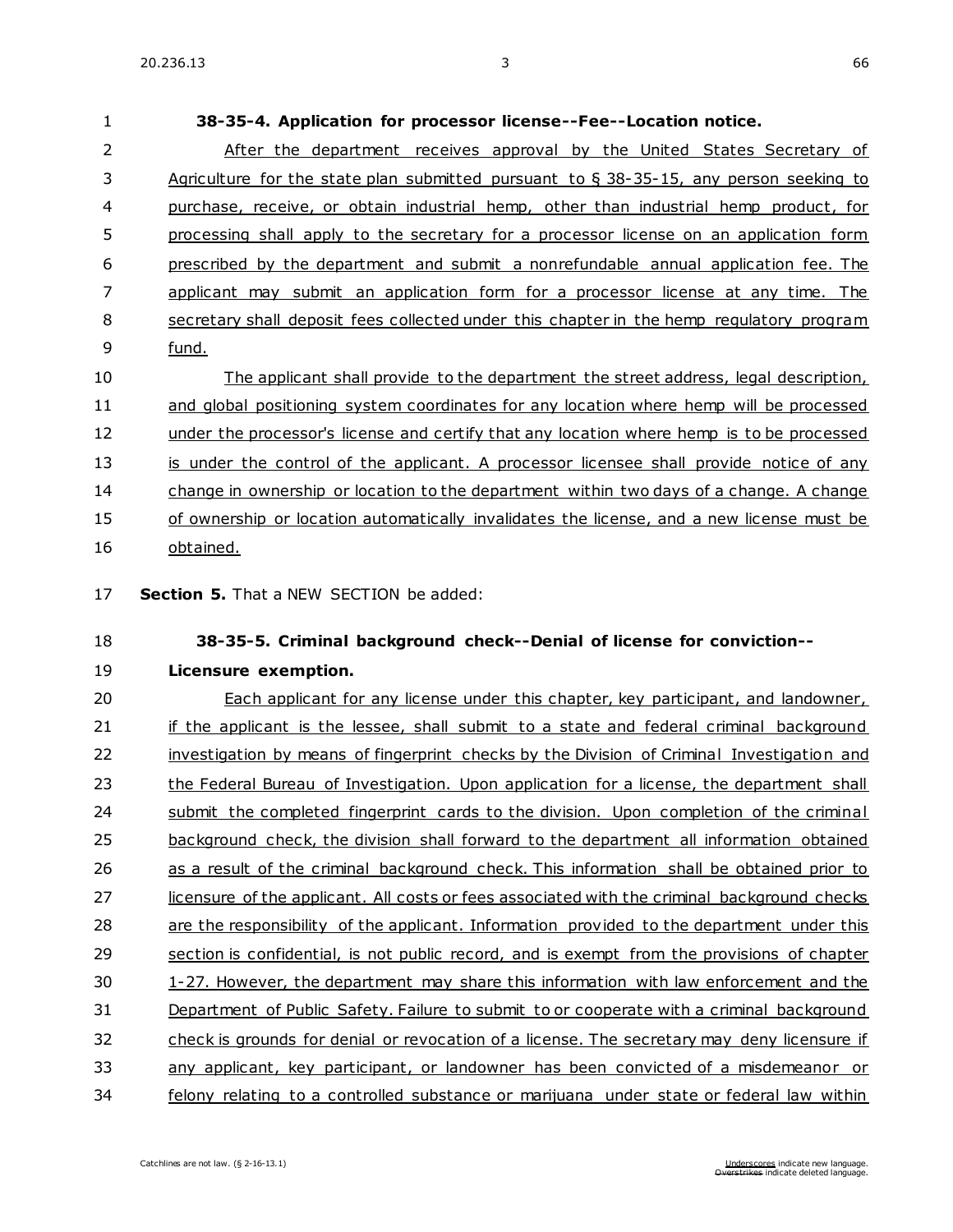**38-35-4. Application for processor license--Fee--Location notice.**

After the department receives approval by the United States Secretary of Agriculture for the state plan submitted pursuant to § 38-35-15, any person seeking to purchase, receive, or obtain industrial hemp, other than industrial hemp product, for processing shall apply to the secretary for a processor license on an application form prescribed by the department and submit a nonrefundable annual application fee. The applicant may submit an application form for a processor license at any time. The secretary shall deposit fees collected under this chapter in the hemp regulatory program fund.

The applicant shall provide to the department the street address, legal description, and global positioning system coordinates for any location where hemp will be processed under the processor's license and certify that any location where hemp is to be processed is under the control of the applicant. A processor licensee shall provide notice of any change in ownership or location to the department within two days of a change. A change of ownership or location automatically invalidates the license, and a new license must be obtained.

**Section 5.** That a NEW SECTION be added:

**38-35-5. Criminal background check--Denial of license for conviction--Licensure exemption.**

Each applicant for any license under this chapter, key participant, and landowner, if the applicant is the lessee, shall submit to a state and federal criminal background investigation by means of fingerprint checks by the Division of Criminal Investigation and the Federal Bureau of Investigation. Upon application for a license, the department shall submit the completed fingerprint cards to the division. Upon completion of the criminal background check, the division shall forward to the department all information obtained as a result of the criminal background check. This information shall be obtained prior to licensure of the applicant. All costs or fees associated with the criminal background checks are the responsibility of the applicant. Information provided to the department under this section is confidential, is not public record, and is exempt from the provisions of chapter 1-27. However, the department may share this information with law enforcement and the Department of Public Safety. Failure to submit to or cooperate with a criminal background check is grounds for denial or revocation of a license. The secretary may deny licensure if any applicant, key participant, or landowner has been convicted of a misdemeanor or felony relating to a controlled substance or marijuana under state or federal law within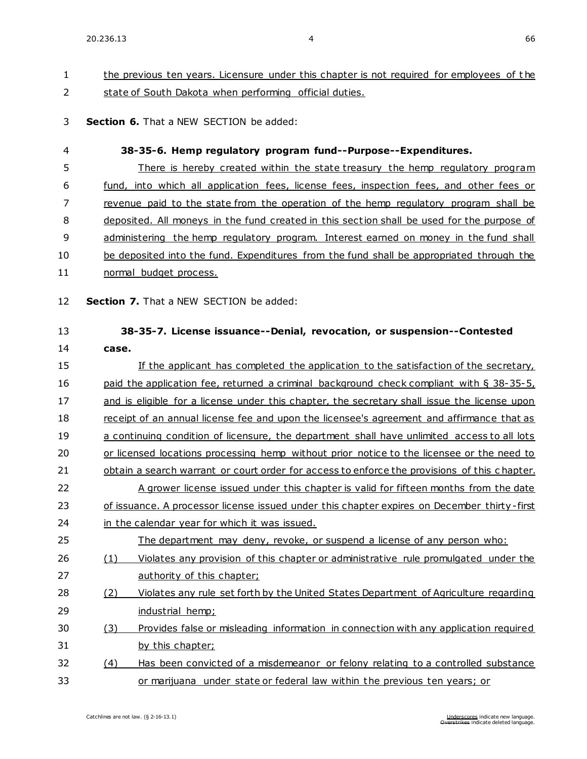the previous ten years. Licensure under this chapter is not required for employees of the state of South Dakota when performing official duties.

**Section 6.** That a NEW SECTION be added:

**38-35-6. Hemp regulatory program fund--Purpose--Expenditures.**

There is hereby created within the state treasury the hemp regulatory program fund, into which all application fees, license fees, inspection fees, and other fees or revenue paid to the state from the operation of the hemp regulatory program shall be deposited. All moneys in the fund created in this section shall be used for the purpose of administering the hemp regulatory program. Interest earned on money in the fund shall be deposited into the fund. Expenditures from the fund shall be appropriated through the normal budget process.

**Section 7.** That a NEW SECTION be added:

**38-35-7. License issuance--Denial, revocation, or suspension--Contested case.**

If the applicant has completed the application to the satisfaction of the secretary, paid the application fee, returned a criminal background check compliant with § 38-35-5, and is eligible for a license under this chapter, the secretary shall issue the license upon receipt of an annual license fee and upon the licensee's agreement and affirmance that as a continuing condition of licensure, the department shall have unlimited access to all lots or licensed locations processing hemp without prior notice to the licensee or the need to obtain a search warrant or court order for access to enforce the provisions of this chapter.

A grower license issued under this chapter is valid for fifteen months from the date of issuance. A processor license issued under this chapter expires on December thirty-first in the calendar year for which it was issued.

The department may deny, revoke, or suspend a license of any person who:

(1) Violates any provision of this chapter or administrative rule promulgated under the authority of this chapter;

(2) Violates any rule set forth by the United States Department of Agriculture regarding industrial hemp;

(3) Provides false or misleading information in connection with any application required by this chapter;

(4) Has been convicted of a misdemeanor or felony relating to a controlled substance or marijuana under state or federal law within the previous ten years; or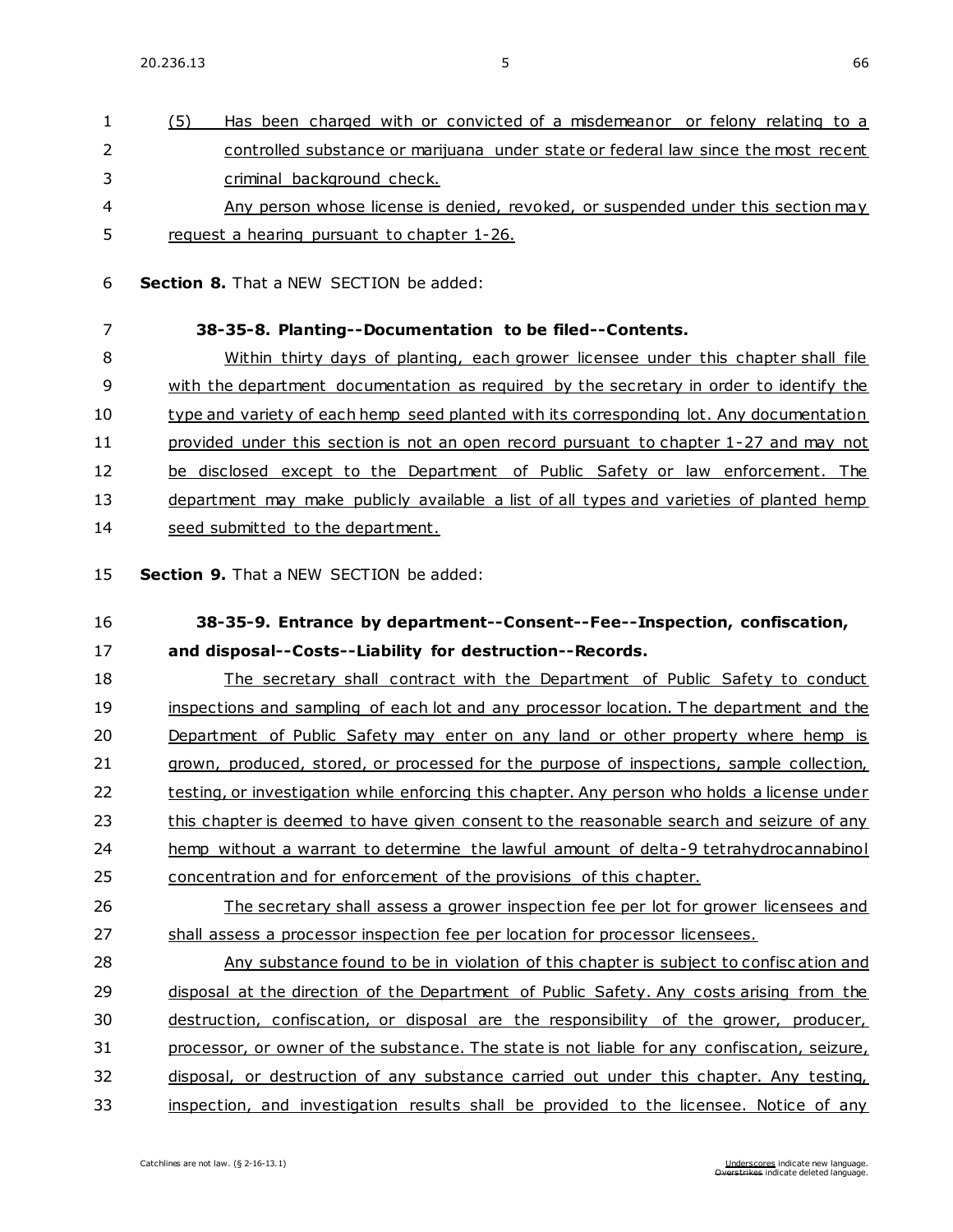(5) Has been charged with or convicted of a misdemeanor or felony relating to a controlled substance or marijuana under state or federal law since the most recent criminal background check.

Any person whose license is denied, revoked, or suspended under this section may request a hearing pursuant to chapter 1-26.

**Section 8.** That a NEW SECTION be added:

**38-35-8. Planting--Documentation to be filed--Contents.**

Within thirty days of planting, each grower licensee under this chapter shall file with the department documentation as required by the secretary in order to identify the type and variety of each hemp seed planted with its corresponding lot. Any documentation provided under this section is not an open record pursuant to chapter 1-27 and may not be disclosed except to the Department of Public Safety or law enforcement. The department may make publicly available a list of all types and varieties of planted hemp seed submitted to the department.

**Section 9.** That a NEW SECTION be added:

**38-35-9. Entrance by department--Consent--Fee--Inspection, confiscation, and disposal--Costs--Liability for destruction--Records.**

The secretary shall contract with the Department of Public Safety to conduct inspections and sampling of each lot and any processor location. The department and the Department of Public Safety may enter on any land or other property where hemp is grown, produced, stored, or processed for the purpose of inspections, sample collection, testing, or investigation while enforcing this chapter. Any person who holds a license under this chapter is deemed to have given consent to the reasonable search and seizure of any hemp without a warrant to determine the lawful amount of delta-9 tetrahydrocannabinol concentration and for enforcement of the provisions of this chapter.

The secretary shall assess a grower inspection fee per lot for grower licensees and shall assess a processor inspection fee per location for processor licensees.

Any substance found to be in violation of this chapter is subject to confiscation and disposal at the direction of the Department of Public Safety. Any costs arising from the destruction, confiscation, or disposal are the responsibility of the grower, producer, processor, or owner of the substance. The state is not liable for any confiscation, seizure, disposal, or destruction of any substance carried out under this chapter. Any testing, inspection, and investigation results shall be provided to the licensee. Notice of any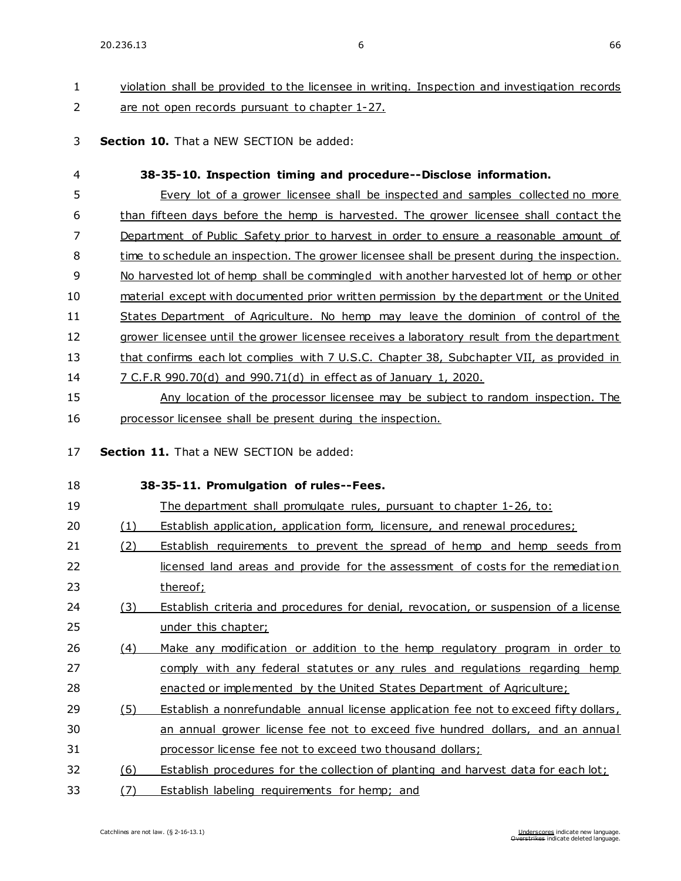violation shall be provided to the licensee in writing. Inspection and investigation records are not open records pursuant to chapter 1-27.

**Section 10.** That a NEW SECTION be added:

**38-35-10. Inspection timing and procedure--Disclose information.**

Every lot of a grower licensee shall be inspected and samples collected no more than fifteen days before the hemp is harvested. The grower licensee shall contact the Department of Public Safety prior to harvest in order to ensure a reasonable amount of time to schedule an inspection. The grower licensee shall be present during the inspection. No harvested lot of hemp shall be commingled with another harvested lot of hemp or other material except with documented prior written permission by the department or the United States Department of Agriculture. No hemp may leave the dominion of control of the grower licensee until the grower licensee receives a laboratory result from the department that confirms each lot complies with 7 U.S.C. Chapter 38, Subchapter VII, as provided in 7 C.F.R 990.70(d) and 990.71(d) in effect as of January 1, 2020.

Any location of the processor licensee may be subject to random inspection. The processor licensee shall be present during the inspection.

**Section 11.** That a NEW SECTION be added:

**38-35-11. Promulgation of rules--Fees.**

The department shall promulgate rules, pursuant to chapter 1-26, to:

(1) Establish application, application form, licensure, and renewal procedures;

(2) Establish requirements to prevent the spread of hemp and hemp seeds from licensed land areas and provide for the assessment of costs for the remediation thereof;

(3) Establish criteria and procedures for denial, revocation, or suspension of a license under this chapter;

(4) Make any modification or addition to the hemp regulatory program in order to comply with any federal statutes or any rules and regulations regarding hemp enacted or implemented by the United States Department of Agriculture;

(5) Establish a nonrefundable annual license application fee not to exceed fifty dollars, an annual grower license fee not to exceed five hundred dollars, and an annual processor license fee not to exceed two thousand dollars;

(6) Establish procedures for the collection of planting and harvest data for each lot;

(7) Establish labeling requirements for hemp; and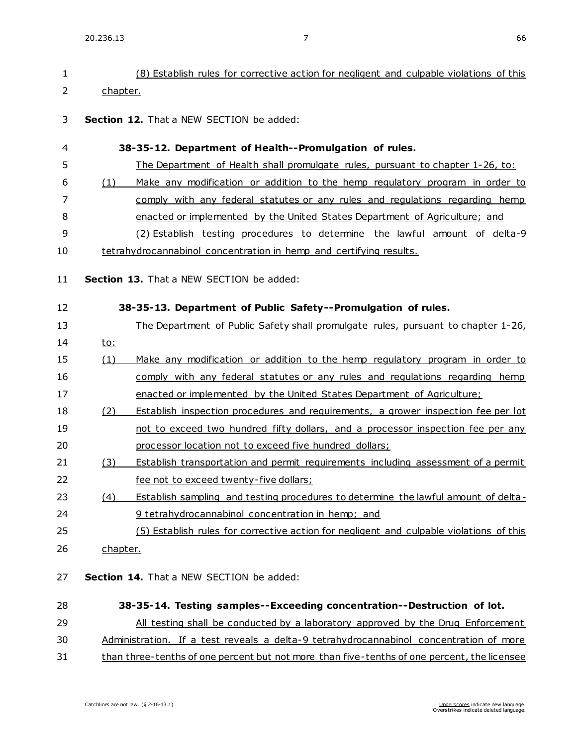(8) Establish rules for corrective action for negligent and culpable violations of this chapter.

**Section 12.** That a NEW SECTION be added:

**38-35-12. Department of Health--Promulgation of rules.**

The Department of Health shall promulgate rules, pursuant to chapter 1-26, to:

(1) Make any modification or addition to the hemp regulatory program in order to comply with any federal statutes or any rules and regulations regarding hemp enacted or implemented by the United States Department of Agriculture; and

(2) Establish testing procedures to determine the lawful amount of delta-9 tetrahydrocannabinol concentration in hemp and certifying results.

**Section 13.** That a NEW SECTION be added:

**38-35-13. Department of Public Safety--Promulgation of rules.**

The Department of Public Safety shall promulgate rules, pursuant to chapter 1-26, to:

(1) Make any modification or addition to the hemp regulatory program in order to comply with any federal statutes or any rules and regulations regarding hemp enacted or implemented by the United States Department of Agriculture;

(2) Establish inspection procedures and requirements, a grower inspection fee per lot not to exceed two hundred fifty dollars, and a processor inspection fee per any processor location not to exceed five hundred dollars;

(3) Establish transportation and permit requirements including assessment of a permit fee not to exceed twenty-five dollars;

(4) Establish sampling and testing procedures to determine the lawful amount of delta-9 tetrahydrocannabinol concentration in hemp; and

(5) Establish rules for corrective action for negligent and culpable violations of this chapter.

**Section 14.** That a NEW SECTION be added:

**38-35-14. Testing samples--Exceeding concentration--Destruction of lot.**

All testing shall be conducted by a laboratory approved by the Drug Enforcement Administration. If a test reveals a delta-9 tetrahydrocannabinol concentration of more than three-tenths of one percent but not more than five-tenths of one percent, the licensee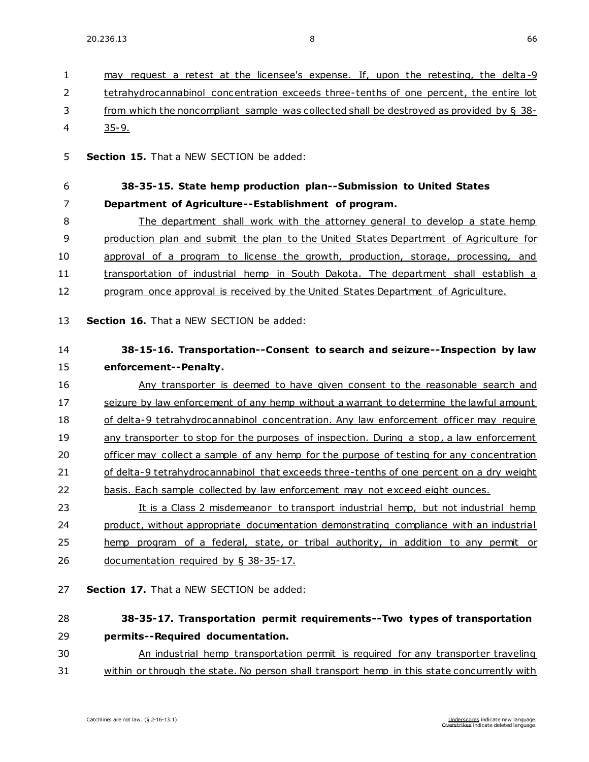may request a retest at the licensee's expense. If, upon the retesting, the delta-9 tetrahydrocannabinol concentration exceeds three-tenths of one percent, the entire lot from which the noncompliant sample was collected shall be destroyed as provided by § 38-35-9.

**Section 15.** That a NEW SECTION be added:

**38-35-15. State hemp production plan--Submission to United States Department of Agriculture--Establishment of program.**

The department shall work with the attorney general to develop a state hemp production plan and submit the plan to the United States Department of Agriculture for approval of a program to license the growth, production, storage, processing, and transportation of industrial hemp in South Dakota. The department shall establish a program once approval is received by the United States Department of Agriculture.

**Section 16.** That a NEW SECTION be added:

**38-15-16. Transportation--Consent to search and seizure--Inspection by law enforcement--Penalty.**

Any transporter is deemed to have given consent to the reasonable search and seizure by law enforcement of any hemp without a warrant to determine the lawful amount of delta-9 tetrahydrocannabinol concentration. Any law enforcement officer may require any transporter to stop for the purposes of inspection. During a stop, a law enforcement officer may collect a sample of any hemp for the purpose of testing for any concentration of delta-9 tetrahydrocannabinol that exceeds three-tenths of one percent on a dry weight basis. Each sample collected by law enforcement may not exceed eight ounces.

It is a Class 2 misdemeanor to transport industrial hemp, but not industrial hemp product, without appropriate documentation demonstrating compliance with an industrial hemp program of a federal, state, or tribal authority, in addition to any permit or documentation required by § 38-35-17.

**Section 17.** That a NEW SECTION be added:

**38-35-17. Transportation permit requirements--Two types of transportation permits--Required documentation.**

An industrial hemp transportation permit is required for any transporter traveling within or through the state. No person shall transport hemp in this state concurrently with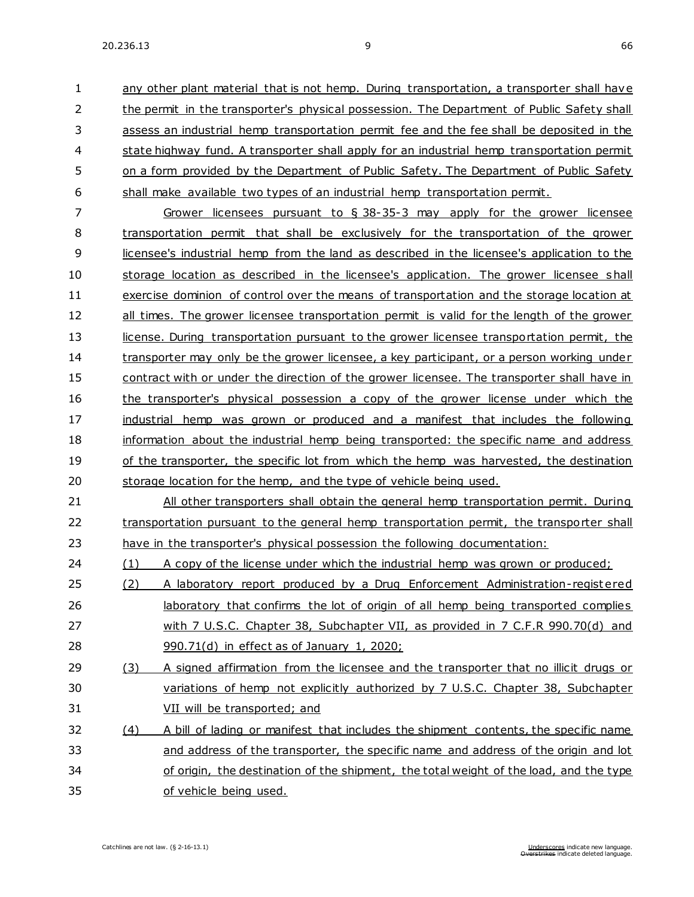any other plant material that is not hemp. During transportation, a transporter shall have the permit in the transporter's physical possession. The Department of Public Safety shall assess an industrial hemp transportation permit fee and the fee shall be deposited in the state highway fund. A transporter shall apply for an industrial hemp transportation permit on a form provided by the Department of Public Safety. The Department of Public Safety shall make available two types of an industrial hemp transportation permit.

Grower licensees pursuant to § 38-35-3 may apply for the grower licensee transportation permit that shall be exclusively for the transportation of the grower licensee's industrial hemp from the land as described in the licensee's application to the storage location as described in the licensee's application. The grower licensee shall exercise dominion of control over the means of transportation and the storage location at all times. The grower licensee transportation permit is valid for the length of the grower license. During transportation pursuant to the grower licensee transportation permit, the transporter may only be the grower licensee, a key participant, or a person working under contract with or under the direction of the grower licensee. The transporter shall have in the transporter's physical possession a copy of the grower license under which the industrial hemp was grown or produced and a manifest that includes the following information about the industrial hemp being transported: the specific name and address of the transporter, the specific lot from which the hemp was harvested, the destination storage location for the hemp, and the type of vehicle being used.

All other transporters shall obtain the general hemp transportation permit. During transportation pursuant to the general hemp transportation permit, the transporter shall have in the transporter's physical possession the following documentation:

(1) A copy of the license under which the industrial hemp was grown or produced;

(2) A laboratory report produced by a Drug Enforcement Administration-registered laboratory that confirms the lot of origin of all hemp being transported complies with 7 U.S.C. Chapter 38, Subchapter VII, as provided in 7 C.F.R 990.70(d) and 990.71(d) in effect as of January 1, 2020;

(3) A signed affirmation from the licensee and the transporter that no illicit drugs or variations of hemp not explicitly authorized by 7 U.S.C. Chapter 38, Subchapter VII will be transported; and

(4) A bill of lading or manifest that includes the shipment contents, the specific name and address of the transporter, the specific name and address of the origin and lot of origin, the destination of the shipment, the total weight of the load, and the type of vehicle being used.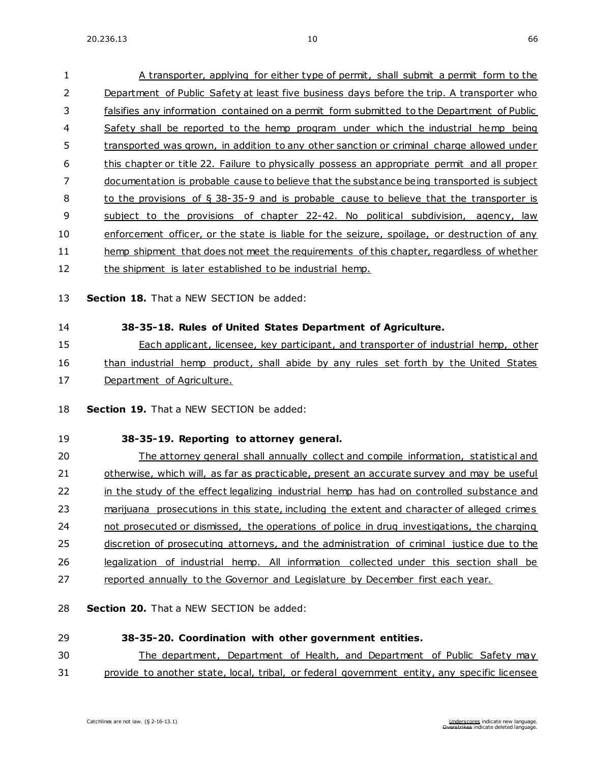A transporter, applying for either type of permit, shall submit a permit form to the Department of Public Safety at least five business days before the trip. A transporter who falsifies any information contained on a permit form submitted to the Department of Public Safety shall be reported to the hemp program under which the industrial hemp being transported was grown, in addition to any other sanction or criminal charge allowed under this chapter or title 22. Failure to physically possess an appropriate permit and all proper documentation is probable cause to believe that the substance being transported is subject to the provisions of § 38-35-9 and is probable cause to believe that the transporter is subject to the provisions of chapter 22-42. No political subdivision, agency, law enforcement officer, or the state is liable for the seizure, spoilage, or destruction of any hemp shipment that does not meet the requirements of this chapter, regardless of whether the shipment is later established to be industrial hemp.

**Section 18.** That a NEW SECTION be added:

**38-35-18. Rules of United States Department of Agriculture.**

Each applicant, licensee, key participant, and transporter of industrial hemp, other than industrial hemp product, shall abide by any rules set forth by the United States Department of Agriculture.

**Section 19.** That a NEW SECTION be added:

**38-35-19. Reporting to attorney general.**

The attorney general shall annually collect and compile information, statistical and otherwise, which will, as far as practicable, present an accurate survey and may be useful in the study of the effect legalizing industrial hemp has had on controlled substance and marijuana prosecutions in this state, including the extent and character of alleged crimes not prosecuted or dismissed, the operations of police in drug investigations, the charging discretion of prosecuting attorneys, and the administration of criminal justice due to the legalization of industrial hemp. All information collected under this section shall be reported annually to the Governor and Legislature by December first each year.

**Section 20.** That a NEW SECTION be added:

**38-35-20. Coordination with other government entities.**

The department, Department of Health, and Department of Public Safety may provide to another state, local, tribal, or federal government entity, any specific licensee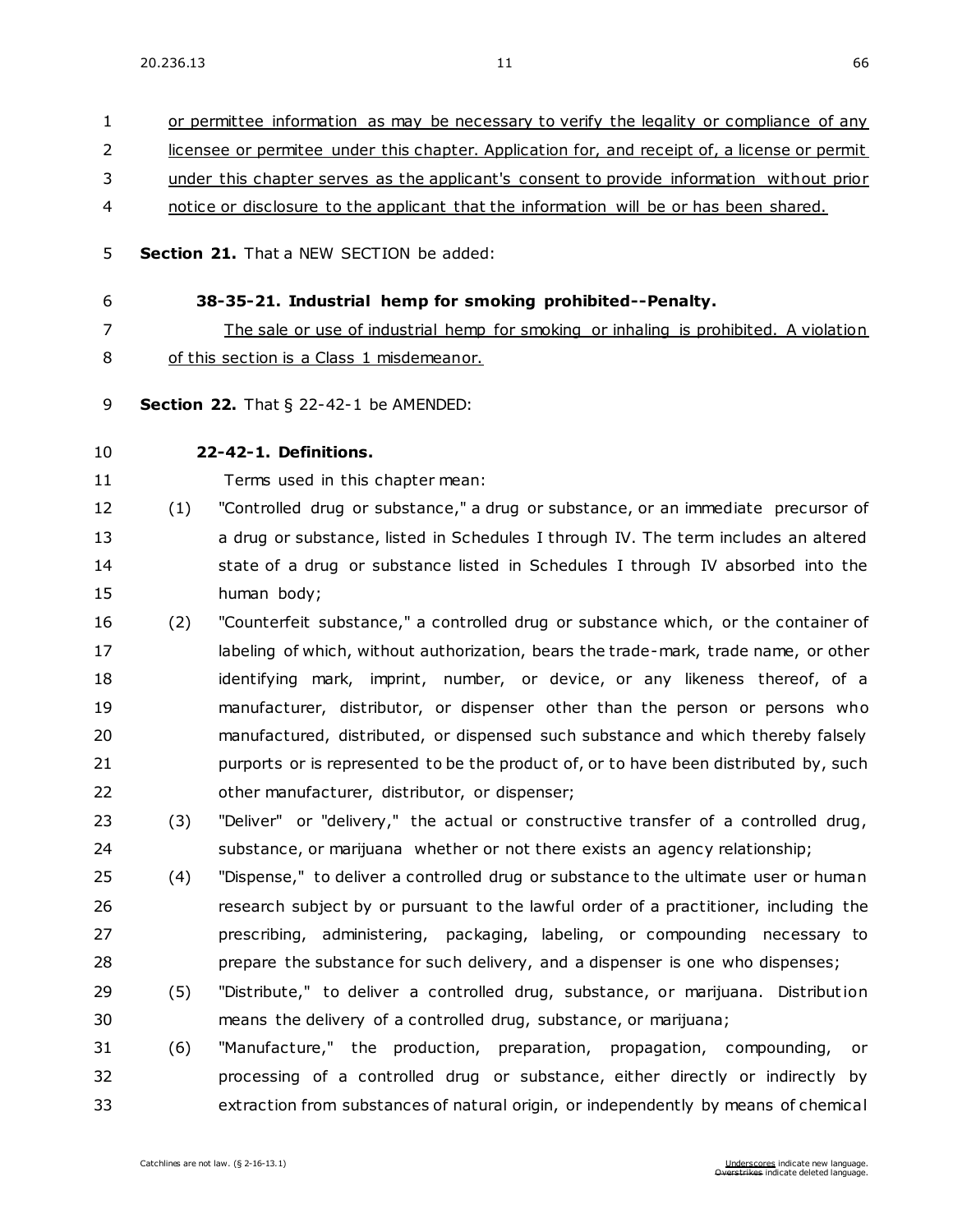or permittee information as may be necessary to verify the legality or compliance of any licensee or permitee under this chapter. Application for, and receipt of, a license or permit under this chapter serves as the applicant's consent to provide information without prior notice or disclosure to the applicant that the information will be or has been shared.

**Section 21.** That a NEW SECTION be added:

**38-35-21. Industrial hemp for smoking prohibited--Penalty.**

The sale or use of industrial hemp for smoking or inhaling is prohibited. A violation of this section is a Class 1 misdemeanor.

**Section 22.** That § 22-42-1 be AMENDED:

**22-42-1. Definitions.**

Terms used in this chapter mean:

(1) "Controlled drug or substance," a drug or substance, or an immediate precursor of a drug or substance, listed in Schedules I through IV. The term includes an altered state of a drug or substance listed in Schedules I through IV absorbed into the human body;

(2) "Counterfeit substance," a controlled drug or substance which, or the container of labeling of which, without authorization, bears the trade-mark, trade name, or other identifying mark, imprint, number, or device, or any likeness thereof, of a manufacturer, distributor, or dispenser other than the person or persons who manufactured, distributed, or dispensed such substance and which thereby falsely purports or is represented to be the product of, or to have been distributed by, such other manufacturer, distributor, or dispenser;

(3) "Deliver" or "delivery," the actual or constructive transfer of a controlled drug, substance, or marijuana whether or not there exists an agency relationship;

(4) "Dispense," to deliver a controlled drug or substance to the ultimate user or human research subject by or pursuant to the lawful order of a practitioner, including the prescribing, administering, packaging, labeling, or compounding necessary to prepare the substance for such delivery, and a dispenser is one who dispenses;

(5) "Distribute," to deliver a controlled drug, substance, or marijuana. Distribution means the delivery of a controlled drug, substance, or marijuana;

(6) "Manufacture," the production, preparation, propagation, compounding, or processing of a controlled drug or substance, either directly or indirectly by extraction from substances of natural origin, or independently by means of chemical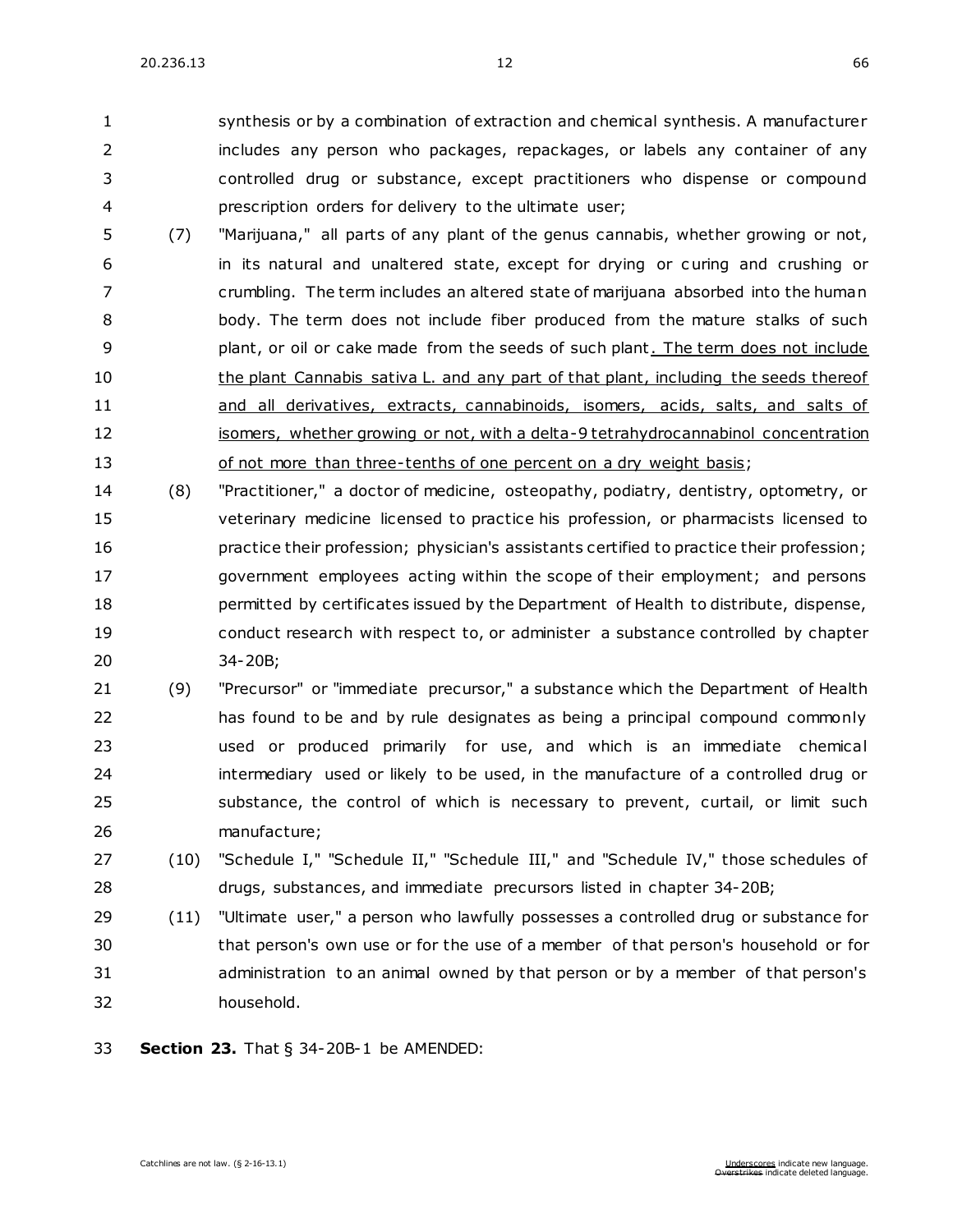synthesis or by a combination of extraction and chemical synthesis. A manufacturer includes any person who packages, repackages, or labels any container of any controlled drug or substance, except practitioners who dispense or compound prescription orders for delivery to the ultimate user;

(7) "Marijuana," all parts of any plant of the genus cannabis, whether growing or not, in its natural and unaltered state, except for drying or curing and crushing or crumbling. The term includes an altered state of marijuana absorbed into the human body. The term does not include fiber produced from the mature stalks of such plant, or oil or cake made from the seeds of such plant<u>. The term does not include the plant Cannabis sativa L. and any part of that plant, including the seeds thereof and all derivatives, extracts, cannabinoids, isomers, acids, salts, and salts of isomers, whether growing or not, with a delta-9 tetrahydrocannabinol concentration of not more than three-tenths of one percent on a dry weight basis</u>;

(8) "Practitioner," a doctor of medicine, osteopathy, podiatry, dentistry, optometry, or veterinary medicine licensed to practice his profession, or pharmacists licensed to practice their profession; physician's assistants certified to practice their profession; government employees acting within the scope of their employment; and persons permitted by certificates issued by the Department of Health to distribute, dispense, conduct research with respect to, or administer a substance controlled by chapter 34-20B;

(9) "Precursor" or "immediate precursor," a substance which the Department of Health has found to be and by rule designates as being a principal compound commonly used or produced primarily for use, and which is an immediate chemical intermediary used or likely to be used, in the manufacture of a controlled drug or substance, the control of which is necessary to prevent, curtail, or limit such manufacture;

(10) "Schedule I," "Schedule II," "Schedule III," and "Schedule IV," those schedules of drugs, substances, and immediate precursors listed in chapter 34-20B;

(11) "Ultimate user," a person who lawfully possesses a controlled drug or substance for that person's own use or for the use of a member of that person's household or for administration to an animal owned by that person or by a member of that person's household.

**Section 23.** That § 34-20B-1 be AMENDED: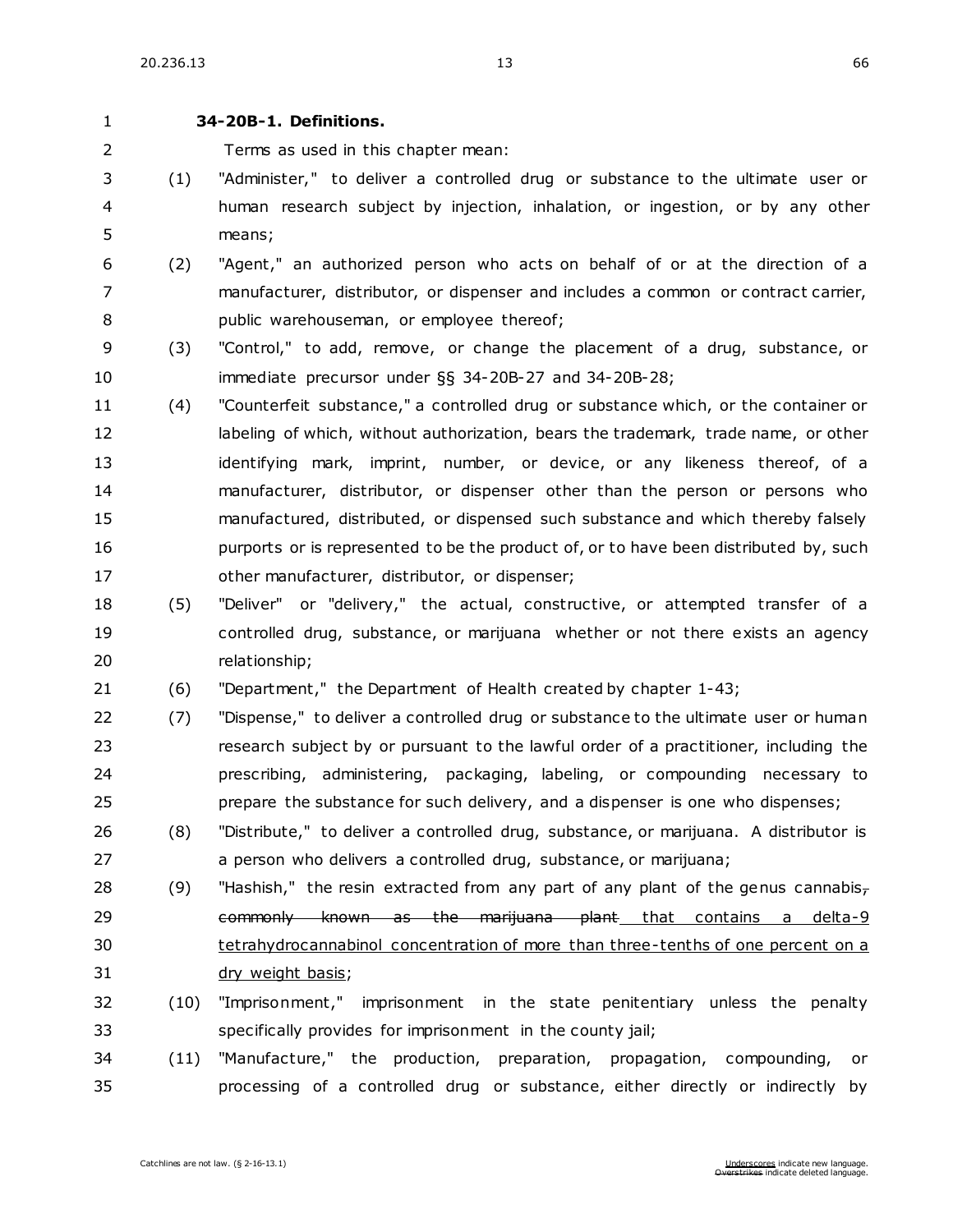**34-20B-1. Definitions.**

Terms as used in this chapter mean:

(1) "Administer," to deliver a controlled drug or substance to the ultimate user or human research subject by injection, inhalation, or ingestion, or by any other means;

(2) "Agent," an authorized person who acts on behalf of or at the direction of a manufacturer, distributor, or dispenser and includes a common or contract carrier, public warehouseman, or employee thereof;

(3) "Control," to add, remove, or change the placement of a drug, substance, or immediate precursor under §§ 34-20B-27 and 34-20B-28;

(4) "Counterfeit substance," a controlled drug or substance which, or the container or labeling of which, without authorization, bears the trademark, trade name, or other identifying mark, imprint, number, or device, or any likeness thereof, of a manufacturer, distributor, or dispenser other than the person or persons who manufactured, distributed, or dispensed such substance and which thereby falsely purports or is represented to be the product of, or to have been distributed by, such other manufacturer, distributor, or dispenser;

(5) "Deliver" or "delivery," the actual, constructive, or attempted transfer of a controlled drug, substance, or marijuana whether or not there exists an agency relationship;

(6) "Department," the Department of Health created by chapter 1-43;

(7) "Dispense," to deliver a controlled drug or substance to the ultimate user or human research subject by or pursuant to the lawful order of a practitioner, including the prescribing, administering, packaging, labeling, or compounding necessary to prepare the substance for such delivery, and a dispenser is one who dispenses;

(8) "Distribute," to deliver a controlled drug, substance, or marijuana. A distributor is a person who delivers a controlled drug, substance, or marijuana;

(9) "Hashish," the resin extracted from any part of any plant of the genus cannabis~~, commonly known as the marijuana plant~~ <u>that contains a delta-9 tetrahydrocannabinol concentration of more than three-tenths of one percent on a dry weight basis</u>;

(10) "Imprisonment," imprisonment in the state penitentiary unless the penalty specifically provides for imprisonment in the county jail;

(11) "Manufacture," the production, preparation, propagation, compounding, or processing of a controlled drug or substance, either directly or indirectly by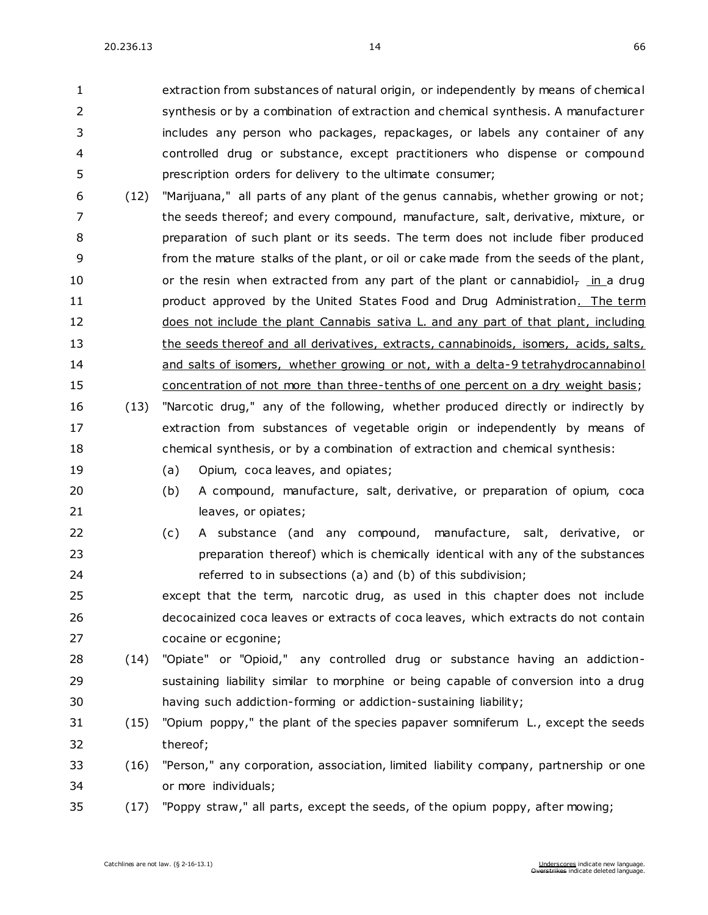extraction from substances of natural origin, or independently by means of chemical synthesis or by a combination of extraction and chemical synthesis. A manufacturer includes any person who packages, repackages, or labels any container of any controlled drug or substance, except practitioners who dispense or compound prescription orders for delivery to the ultimate consumer;

(12) "Marijuana," all parts of any plant of the genus cannabis, whether growing or not; the seeds thereof; and every compound, manufacture, salt, derivative, mixture, or preparation of such plant or its seeds. The term does not include fiber produced from the mature stalks of the plant, or oil or cake made from the seeds of the plant, or the resin when extracted from any part of the plant or cannabidiol~~,~~ <u>in</u> a drug product approved by the United States Food and Drug Administration<u>. The term does not include the plant Cannabis sativa L. and any part of that plant, including the seeds thereof and all derivatives, extracts, cannabinoids, isomers, acids, salts, and salts of isomers, whether growing or not, with a delta-9 tetrahydrocannabinol concentration of not more than three-tenths of one percent on a dry weight basis</u>;

(13) "Narcotic drug," any of the following, whether produced directly or indirectly by extraction from substances of vegetable origin or independently by means of chemical synthesis, or by a combination of extraction and chemical synthesis:

(a) Opium, coca leaves, and opiates;

(b) A compound, manufacture, salt, derivative, or preparation of opium, coca leaves, or opiates;

(c) A substance (and any compound, manufacture, salt, derivative, or preparation thereof) which is chemically identical with any of the substances referred to in subsections (a) and (b) of this subdivision;

except that the term, narcotic drug, as used in this chapter does not include decocainized coca leaves or extracts of coca leaves, which extracts do not contain cocaine or ecgonine;

(14) "Opiate" or "Opioid," any controlled drug or substance having an addiction-sustaining liability similar to morphine or being capable of conversion into a drug having such addiction-forming or addiction-sustaining liability;

(15) "Opium poppy," the plant of the species papaver somniferum L., except the seeds thereof;

(16) "Person," any corporation, association, limited liability company, partnership or one or more individuals;

(17) "Poppy straw," all parts, except the seeds, of the opium poppy, after mowing;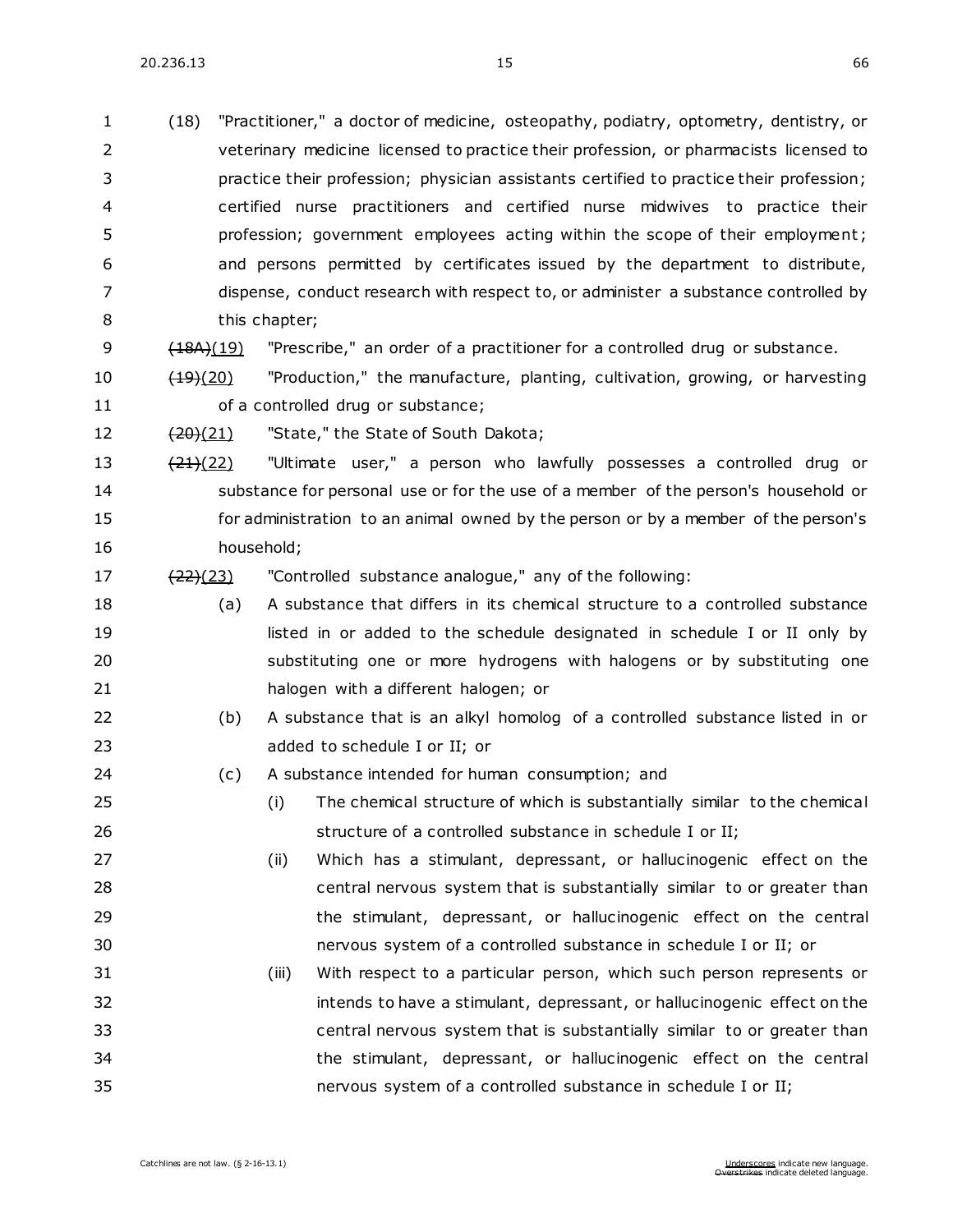(18) "Practitioner," a doctor of medicine, osteopathy, podiatry, optometry, dentistry, or veterinary medicine licensed to practice their profession, or pharmacists licensed to practice their profession; physician assistants certified to practice their profession; certified nurse practitioners and certified nurse midwives to practice their profession; government employees acting within the scope of their employment; and persons permitted by certificates issued by the department to distribute, dispense, conduct research with respect to, or administer a substance controlled by this chapter;

~~(18A)~~(19) "Prescribe," an order of a practitioner for a controlled drug or substance.

~~(19)~~(20) "Production," the manufacture, planting, cultivation, growing, or harvesting of a controlled drug or substance;

~~(20)~~(21) "State," the State of South Dakota;

~~(21)~~(22) "Ultimate user," a person who lawfully possesses a controlled drug or substance for personal use or for the use of a member of the person's household or for administration to an animal owned by the person or by a member of the person's household;

~~(22)~~(23) "Controlled substance analogue," any of the following:

(a) A substance that differs in its chemical structure to a controlled substance listed in or added to the schedule designated in schedule I or II only by substituting one or more hydrogens with halogens or by substituting one halogen with a different halogen; or

(b) A substance that is an alkyl homolog of a controlled substance listed in or added to schedule I or II; or

(c) A substance intended for human consumption; and

(i) The chemical structure of which is substantially similar to the chemical structure of a controlled substance in schedule I or II;

(ii) Which has a stimulant, depressant, or hallucinogenic effect on the central nervous system that is substantially similar to or greater than the stimulant, depressant, or hallucinogenic effect on the central nervous system of a controlled substance in schedule I or II; or

(iii) With respect to a particular person, which such person represents or intends to have a stimulant, depressant, or hallucinogenic effect on the central nervous system that is substantially similar to or greater than the stimulant, depressant, or hallucinogenic effect on the central nervous system of a controlled substance in schedule I or II;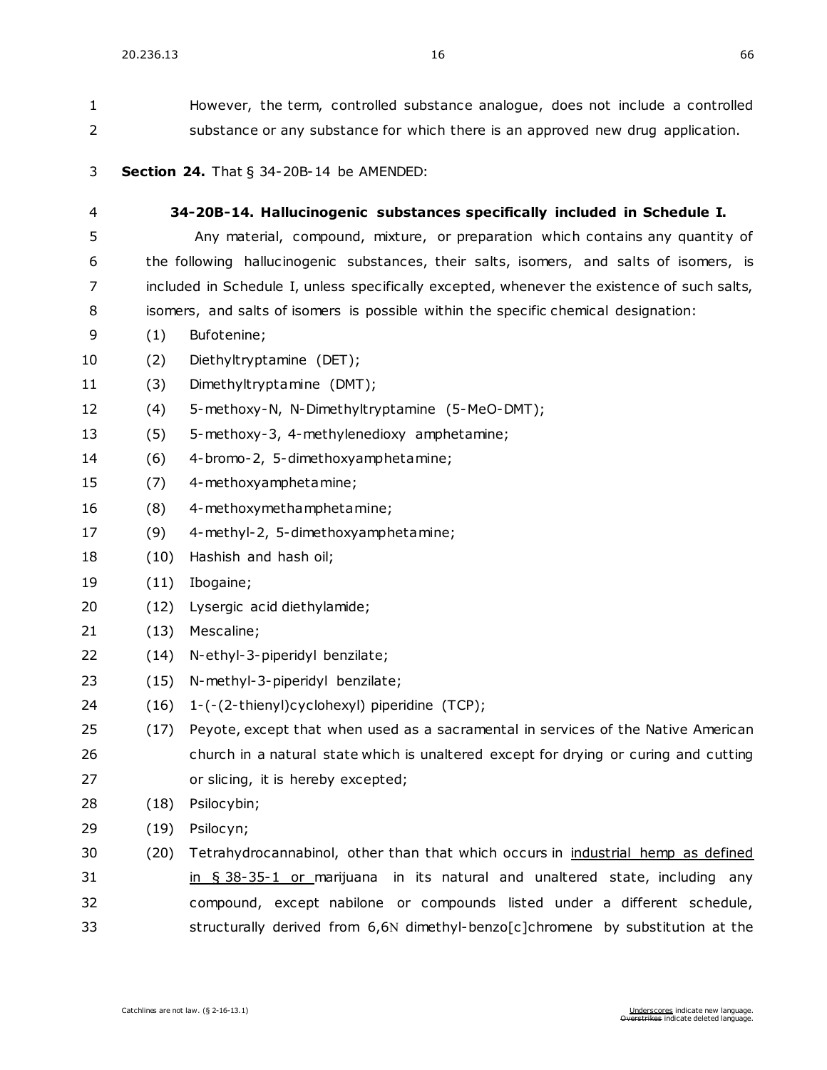However, the term, controlled substance analogue, does not include a controlled substance or any substance for which there is an approved new drug application.

**Section 24.** That § 34-20B-14 be AMENDED:

**34-20B-14. Hallucinogenic substances specifically included in Schedule I.**

Any material, compound, mixture, or preparation which contains any quantity of the following hallucinogenic substances, their salts, isomers, and salts of isomers, is included in Schedule I, unless specifically excepted, whenever the existence of such salts, isomers, and salts of isomers is possible within the specific chemical designation:

(1) Bufotenine;

(2) Diethyltryptamine (DET);

(3) Dimethyltryptamine (DMT);

(4) 5-methoxy-N, N-Dimethyltryptamine (5-MeO-DMT);

(5) 5-methoxy-3, 4-methylenedioxy amphetamine;

(6) 4-bromo-2, 5-dimethoxyamphetamine;

(7) 4-methoxyamphetamine;

(8) 4-methoxymethamphetamine;

(9) 4-methyl-2, 5-dimethoxyamphetamine;

(10) Hashish and hash oil;

(11) Ibogaine;

(12) Lysergic acid diethylamide;

(13) Mescaline;

(14) N-ethyl-3-piperidyl benzilate;

(15) N-methyl-3-piperidyl benzilate;

(16) 1-(-(2-thienyl)cyclohexyl) piperidine (TCP);

(17) Peyote, except that when used as a sacramental in services of the Native American church in a natural state which is unaltered except for drying or curing and cutting or slicing, it is hereby excepted;

(18) Psilocybin;

(19) Psilocyn;

(20) Tetrahydrocannabinol, other than that which occurs in <u>industrial hemp as defined in § 38-35-1 or</u> marijuana in its natural and unaltered state, including any compound, except nabilone or compounds listed under a different schedule, structurally derived from 6,6N dimethyl-benzo[c]chromene by substitution at the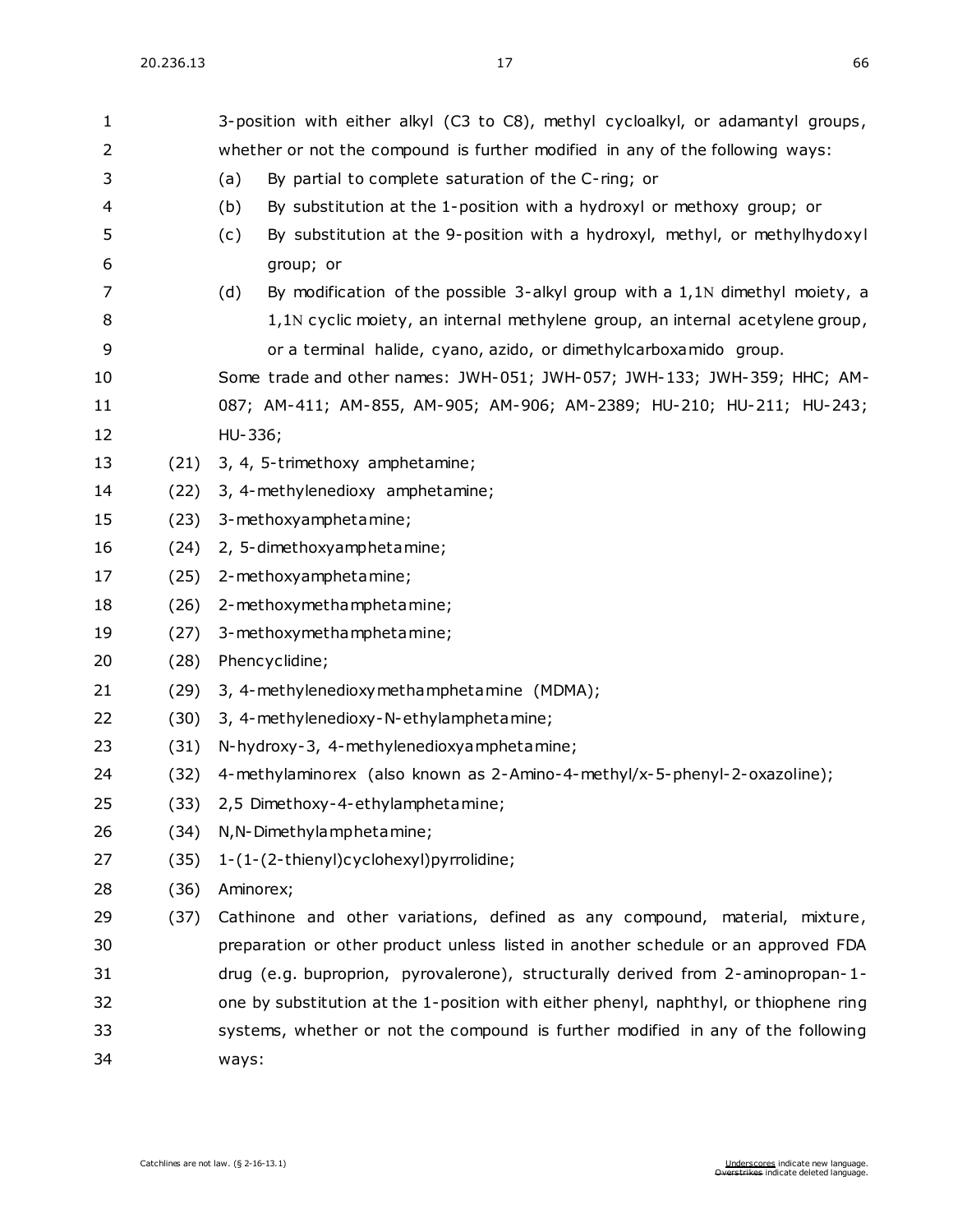3-position with either alkyl (C3 to C8), methyl cycloalkyl, or adamantyl groups, whether or not the compound is further modified in any of the following ways:

(a) By partial to complete saturation of the C-ring; or

(b) By substitution at the 1-position with a hydroxyl or methoxy group; or

(c) By substitution at the 9-position with a hydroxyl, methyl, or methylhydoxyl group; or

(d) By modification of the possible 3-alkyl group with a 1,1N dimethyl moiety, a 1,1N cyclic moiety, an internal methylene group, an internal acetylene group, or a terminal halide, cyano, azido, or dimethylcarboxamido group.

Some trade and other names: JWH-051; JWH-057; JWH-133; JWH-359; HHC; AM-087; AM-411; AM-855, AM-905; AM-906; AM-2389; HU-210; HU-211; HU-243; HU-336;

(21) 3, 4, 5-trimethoxy amphetamine;

(22) 3, 4-methylenedioxy amphetamine;

(23) 3-methoxyamphetamine;

(24) 2, 5-dimethoxyamphetamine;

(25) 2-methoxyamphetamine;

(26) 2-methoxymethamphetamine;

(27) 3-methoxymethamphetamine;

(28) Phencyclidine;

(29) 3, 4-methylenedioxymethamphetamine (MDMA);

(30) 3, 4-methylenedioxy-N-ethylamphetamine;

(31) N-hydroxy-3, 4-methylenedioxyamphetamine;

(32) 4-methylaminorex (also known as 2-Amino-4-methyl/x-5-phenyl-2-oxazoline);

(33) 2,5 Dimethoxy-4-ethylamphetamine;

(34) N,N-Dimethylamphetamine;

(35) 1-(1-(2-thienyl)cyclohexyl)pyrrolidine;

(36) Aminorex;

(37) Cathinone and other variations, defined as any compound, material, mixture, preparation or other product unless listed in another schedule or an approved FDA drug (e.g. buproprion, pyrovalerone), structurally derived from 2-aminopropan-1-one by substitution at the 1-position with either phenyl, naphthyl, or thiophene ring systems, whether or not the compound is further modified in any of the following ways: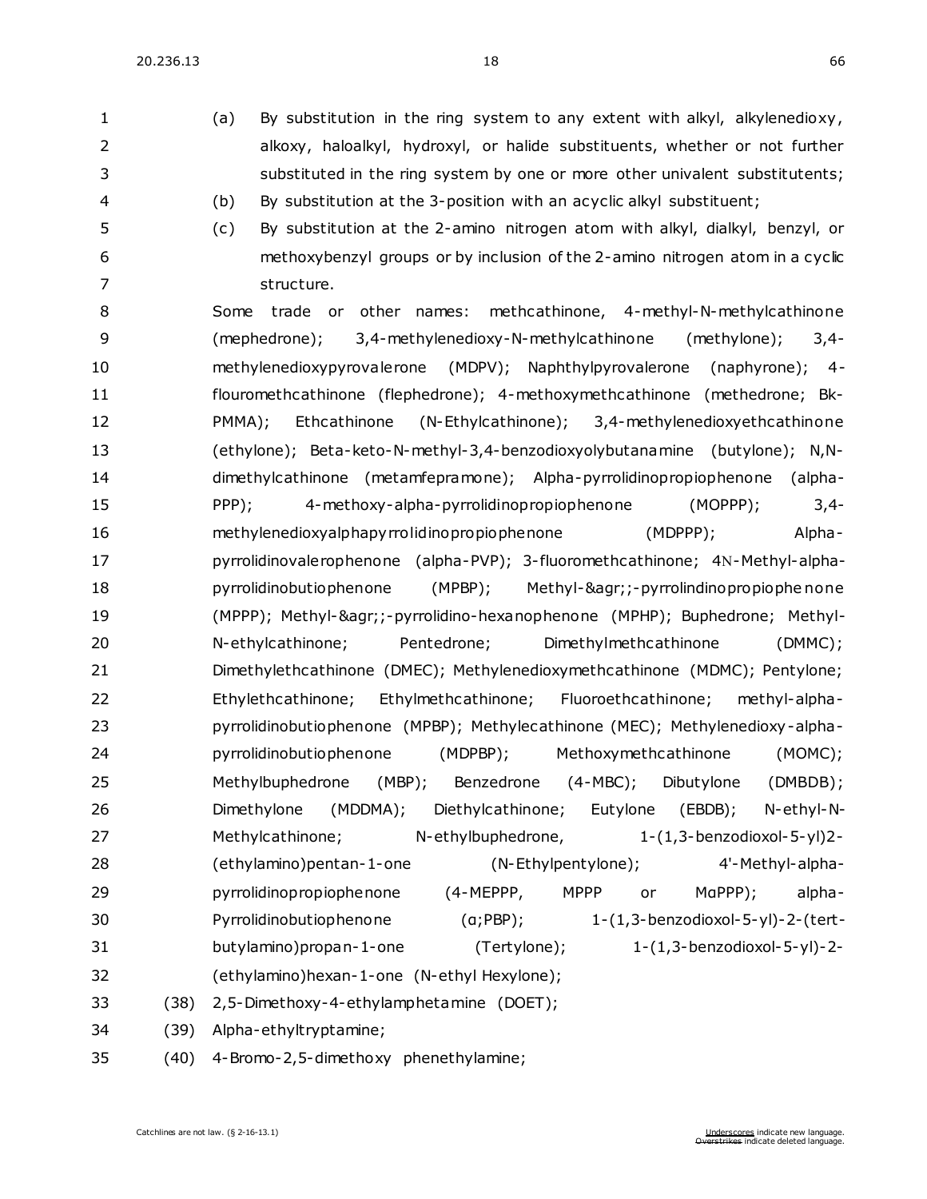(a) By substitution in the ring system to any extent with alkyl, alkylenedioxy, alkoxy, haloalkyl, hydroxyl, or halide substituents, whether or not further substituted in the ring system by one or more other univalent substitutents;

(b) By substitution at the 3-position with an acyclic alkyl substituent;

(c) By substitution at the 2-amino nitrogen atom with alkyl, dialkyl, benzyl, or methoxybenzyl groups or by inclusion of the 2-amino nitrogen atom in a cyclic structure.

Some trade or other names: methcathinone, 4-methyl-N-methylcathinone (mephedrone); 3,4-methylenedioxy-N-methylcathinone (methylone); 3,4-methylenedioxypyrovalerone (MDPV); Naphthylpyrovalerone (naphyrone); 4-flouromethcathinone (flephedrone); 4-methoxymethcathinone (methedrone; Bk-PMMA); Ethcathinone (N-Ethylcathinone); 3,4-methylenedioxyethcathinone (ethylone); Beta-keto-N-methyl-3,4-benzodioxyolybutanamine (butylone); N,N-dimethylcathinone (metamfepramone); Alpha-pyrrolidinopropiophenone (alpha-PPP); 4-methoxy-alpha-pyrrolidinopropiophenone (MOPPP); 3,4-methylenedioxyalphapyrrolidinopropiophenone (MDPPP); Alpha-pyrrolidinovalerophenone (alpha-PVP); 3-fluoromethcathinone; 4N-Methyl-alpha-pyrrolidinobutiophenone (MPBP); Methyl-&agr;;-pyrrolindinopropiophenone (MPPP); Methyl-&agr;;-pyrrolidino-hexanophenone (MPHP); Buphedrone; Methyl-N-ethylcathinone; Pentedrone; Dimethylmethcathinone (DMMC); Dimethylethcathinone (DMEC); Methylenedioxymethcathinone (MDMC); Pentylone; Ethylethcathinone; Ethylmethcathinone; Fluoroethcathinone; methyl-alpha-pyrrolidinobutiophenone (MPBP); Methylecathinone (MEC); Methylenedioxy-alpha-pyrrolidinobutiophenone (MDPBP); Methoxymethcathinone (MOMC); Methylbuphedrone (MBP); Benzedrone (4-MBC); Dibutylone (DMBDB); Dimethylone (MDDMA); Diethylcathinone; Eutylone (EBDB); N-ethyl-N-Methylcathinone; N-ethylbuphedrone, 1-(1,3-benzodioxol-5-yl)2-(ethylamino)pentan-1-one (N-Ethylpentylone); 4'-Methyl-alpha-pyrrolidinopropiophenone (4-MEPPP, MPPP or MαPPP); alpha-Pyrrolidinobutiophenone (α;PBP); 1-(1,3-benzodioxol-5-yl)-2-(tert-butylamino)propan-1-one (Tertylone); 1-(1,3-benzodioxol-5-yl)-2-(ethylamino)hexan-1-one (N-ethyl Hexylone);

(38) 2,5-Dimethoxy-4-ethylamphetamine (DOET);

(39) Alpha-ethyltryptamine;

(40) 4-Bromo-2,5-dimethoxy phenethylamine;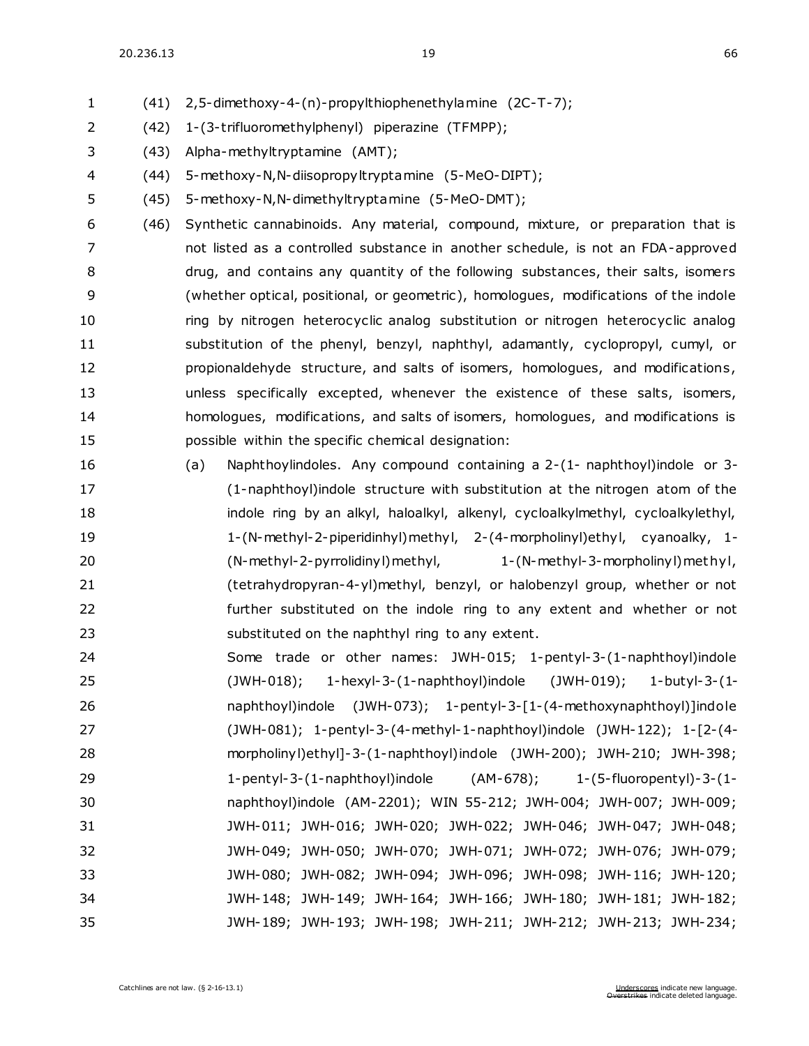(41) 2,5-dimethoxy-4-(n)-propylthiophenethylamine (2C-T-7);

(42) 1-(3-trifluoromethylphenyl) piperazine (TFMPP);

(43) Alpha-methyltryptamine (AMT);

(44) 5-methoxy-N,N-diisopropyltryptamine (5-MeO-DIPT);

(45) 5-methoxy-N,N-dimethyltryptamine (5-MeO-DMT);

(46) Synthetic cannabinoids. Any material, compound, mixture, or preparation that is not listed as a controlled substance in another schedule, is not an FDA-approved drug, and contains any quantity of the following substances, their salts, isomers (whether optical, positional, or geometric), homologues, modifications of the indole ring by nitrogen heterocyclic analog substitution or nitrogen heterocyclic analog substitution of the phenyl, benzyl, naphthyl, adamantly, cyclopropyl, cumyl, or propionaldehyde structure, and salts of isomers, homologues, and modifications, unless specifically excepted, whenever the existence of these salts, isomers, homologues, modifications, and salts of isomers, homologues, and modifications is possible within the specific chemical designation:

(a) Naphthoylindoles. Any compound containing a 2-(1- naphthoyl)indole or 3-(1-naphthoyl)indole structure with substitution at the nitrogen atom of the indole ring by an alkyl, haloalkyl, alkenyl, cycloalkylmethyl, cycloalkylethyl, 1-(N-methyl-2-piperidinhyl)methyl, 2-(4-morpholinyl)ethyl, cyanoalky, 1-(N-methyl-2-pyrrolidinyl)methyl, 1-(N-methyl-3-morpholinyl)methyl, (tetrahydropyran-4-yl)methyl, benzyl, or halobenzyl group, whether or not further substituted on the indole ring to any extent and whether or not substituted on the naphthyl ring to any extent.

Some trade or other names: JWH-015; 1-pentyl-3-(1-naphthoyl)indole (JWH-018); 1-hexyl-3-(1-naphthoyl)indole (JWH-019); 1-butyl-3-(1-naphthoyl)indole (JWH-073); 1-pentyl-3-[1-(4-methoxynaphthoyl)]indole (JWH-081); 1-pentyl-3-(4-methyl-1-naphthoyl)indole (JWH-122); 1-[2-(4-morpholinyl)ethyl]-3-(1-naphthoyl)indole (JWH-200); JWH-210; JWH-398; 1-pentyl-3-(1-naphthoyl)indole (AM-678); 1-(5-fluoropentyl)-3-(1-naphthoyl)indole (AM-2201); WIN 55-212; JWH-004; JWH-007; JWH-009; JWH-011; JWH-016; JWH-020; JWH-022; JWH-046; JWH-047; JWH-048; JWH-049; JWH-050; JWH-070; JWH-071; JWH-072; JWH-076; JWH-079; JWH-080; JWH-082; JWH-094; JWH-096; JWH-098; JWH-116; JWH-120; JWH-148; JWH-149; JWH-164; JWH-166; JWH-180; JWH-181; JWH-182; JWH-189; JWH-193; JWH-198; JWH-211; JWH-212; JWH-213; JWH-234;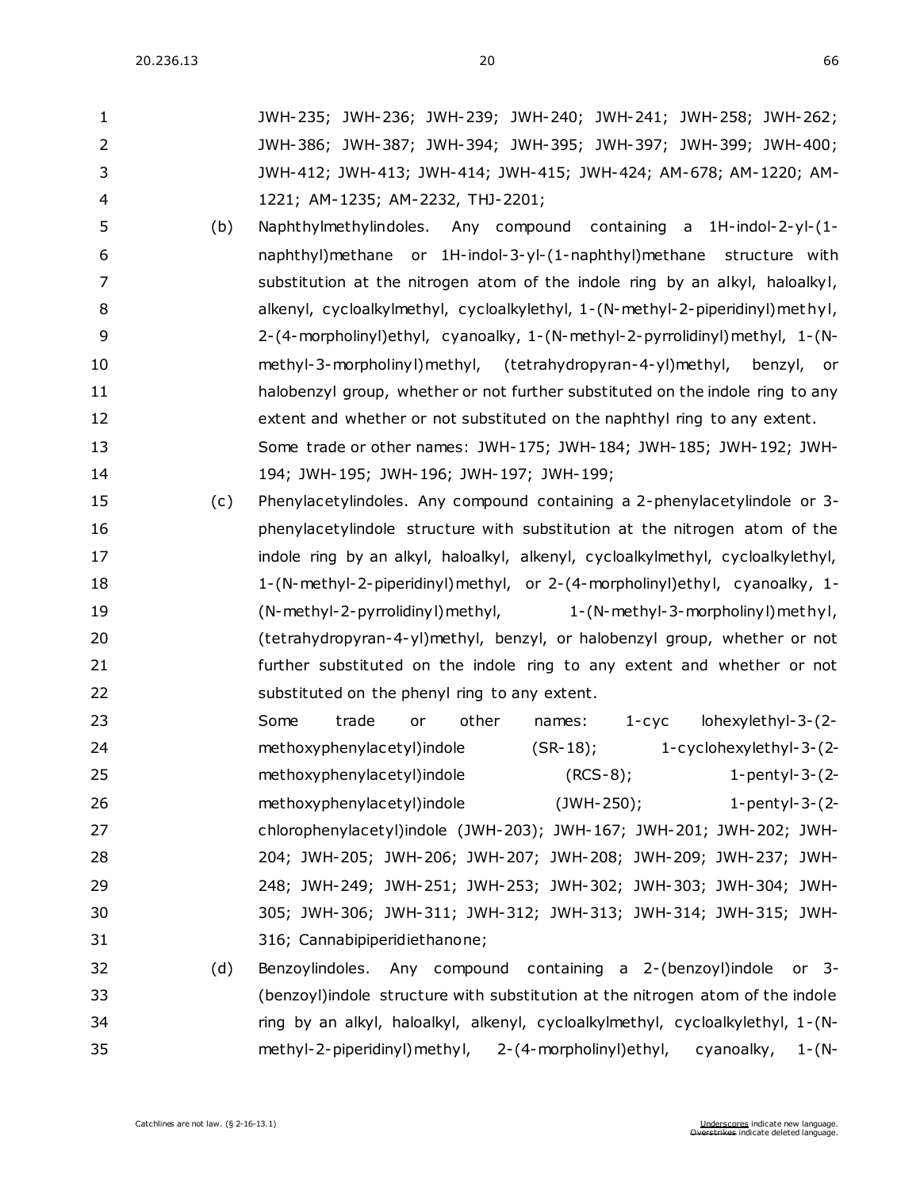JWH-235; JWH-236; JWH-239; JWH-240; JWH-241; JWH-258; JWH-262; JWH-386; JWH-387; JWH-394; JWH-395; JWH-397; JWH-399; JWH-400; JWH-412; JWH-413; JWH-414; JWH-415; JWH-424; AM-678; AM-1220; AM-1221; AM-1235; AM-2232, THJ-2201;

(b) Naphthylmethylindoles. Any compound containing a 1H-indol-2-yl-(1-naphthyl)methane or 1H-indol-3-yl-(1-naphthyl)methane structure with substitution at the nitrogen atom of the indole ring by an alkyl, haloalkyl, alkenyl, cycloalkylmethyl, cycloalkylethyl, 1-(N-methyl-2-piperidinyl)methyl, 2-(4-morpholinyl)ethyl, cyanoalky, 1-(N-methyl-2-pyrrolidinyl)methyl, 1-(N-methyl-3-morpholinyl)methyl, (tetrahydropyran-4-yl)methyl, benzyl, or halobenzyl group, whether or not further substituted on the indole ring to any extent and whether or not substituted on the naphthyl ring to any extent.

Some trade or other names: JWH-175; JWH-184; JWH-185; JWH-192; JWH-194; JWH-195; JWH-196; JWH-197; JWH-199;

(c) Phenylacetylindoles. Any compound containing a 2-phenylacetylindole or 3-phenylacetylindole structure with substitution at the nitrogen atom of the indole ring by an alkyl, haloalkyl, alkenyl, cycloalkylmethyl, cycloalkylethyl, 1-(N-methyl-2-piperidinyl)methyl, or 2-(4-morpholinyl)ethyl, cyanoalky, 1-(N-methyl-2-pyrrolidinyl)methyl, 1-(N-methyl-3-morpholinyl)methyl, (tetrahydropyran-4-yl)methyl, benzyl, or halobenzyl group, whether or not further substituted on the indole ring to any extent and whether or not substituted on the phenyl ring to any extent.

Some trade or other names: 1-cyc lohexylethyl-3-(2-methoxyphenylacetyl)indole (SR-18); 1-cyclohexylethyl-3-(2-methoxyphenylacetyl)indole (RCS-8); 1-pentyl-3-(2-methoxyphenylacetyl)indole (JWH-250); 1-pentyl-3-(2-chlorophenylacetyl)indole (JWH-203); JWH-167; JWH-201; JWH-202; JWH-204; JWH-205; JWH-206; JWH-207; JWH-208; JWH-209; JWH-237; JWH-248; JWH-249; JWH-251; JWH-253; JWH-302; JWH-303; JWH-304; JWH-305; JWH-306; JWH-311; JWH-312; JWH-313; JWH-314; JWH-315; JWH-316; Cannabipiperidiethanone;

(d) Benzoylindoles. Any compound containing a 2-(benzoyl)indole or 3-(benzoyl)indole structure with substitution at the nitrogen atom of the indole ring by an alkyl, haloalkyl, alkenyl, cycloalkylmethyl, cycloalkylethyl, 1-(N-methyl-2-piperidinyl)methyl, 2-(4-morpholinyl)ethyl, cyanoalky, 1-(N-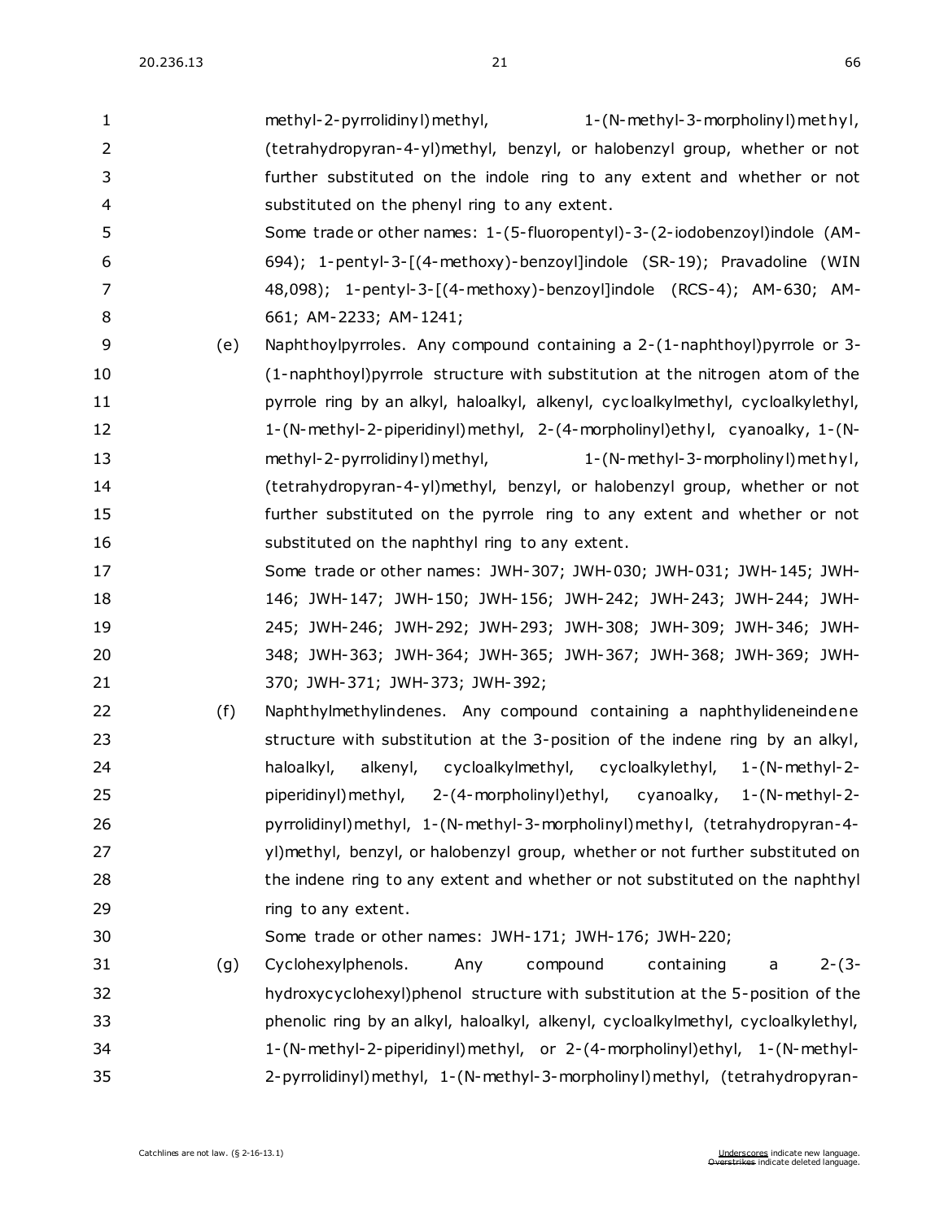methyl-2-pyrrolidinyl)methyl, 1-(N-methyl-3-morpholinyl)methyl, (tetrahydropyran-4-yl)methyl, benzyl, or halobenzyl group, whether or not further substituted on the indole ring to any extent and whether or not substituted on the phenyl ring to any extent.

Some trade or other names: 1-(5-fluoropentyl)-3-(2-iodobenzoyl)indole (AM-694); 1-pentyl-3-[(4-methoxy)-benzoyl]indole (SR-19); Pravadoline (WIN 48,098); 1-pentyl-3-[(4-methoxy)-benzoyl]indole (RCS-4); AM-630; AM-661; AM-2233; AM-1241;

(e) Naphthoylpyrroles. Any compound containing a 2-(1-naphthoyl)pyrrole or 3-(1-naphthoyl)pyrrole structure with substitution at the nitrogen atom of the pyrrole ring by an alkyl, haloalkyl, alkenyl, cycloalkylmethyl, cycloalkylethyl, 1-(N-methyl-2-piperidinyl)methyl, 2-(4-morpholinyl)ethyl, cyanoalky, 1-(N-methyl-2-pyrrolidinyl)methyl, 1-(N-methyl-3-morpholinyl)methyl, (tetrahydropyran-4-yl)methyl, benzyl, or halobenzyl group, whether or not further substituted on the pyrrole ring to any extent and whether or not substituted on the naphthyl ring to any extent.

Some trade or other names: JWH-307; JWH-030; JWH-031; JWH-145; JWH-146; JWH-147; JWH-150; JWH-156; JWH-242; JWH-243; JWH-244; JWH-245; JWH-246; JWH-292; JWH-293; JWH-308; JWH-309; JWH-346; JWH-348; JWH-363; JWH-364; JWH-365; JWH-367; JWH-368; JWH-369; JWH-370; JWH-371; JWH-373; JWH-392;

(f) Naphthylmethylindenes. Any compound containing a naphthylideneindene structure with substitution at the 3-position of the indene ring by an alkyl, haloalkyl, alkenyl, cycloalkylmethyl, cycloalkylethyl, 1-(N-methyl-2-piperidinyl)methyl, 2-(4-morpholinyl)ethyl, cyanoalky, 1-(N-methyl-2-pyrrolidinyl)methyl, 1-(N-methyl-3-morpholinyl)methyl, (tetrahydropyran-4-yl)methyl, benzyl, or halobenzyl group, whether or not further substituted on the indene ring to any extent and whether or not substituted on the naphthyl ring to any extent.

Some trade or other names: JWH-171; JWH-176; JWH-220;

(g) Cyclohexylphenols. Any compound containing a 2-(3-hydroxycyclohexyl)phenol structure with substitution at the 5-position of the phenolic ring by an alkyl, haloalkyl, alkenyl, cycloalkylmethyl, cycloalkylethyl, 1-(N-methyl-2-piperidinyl)methyl, or 2-(4-morpholinyl)ethyl, 1-(N-methyl-2-pyrrolidinyl)methyl, 1-(N-methyl-3-morpholinyl)methyl, (tetrahydropyran-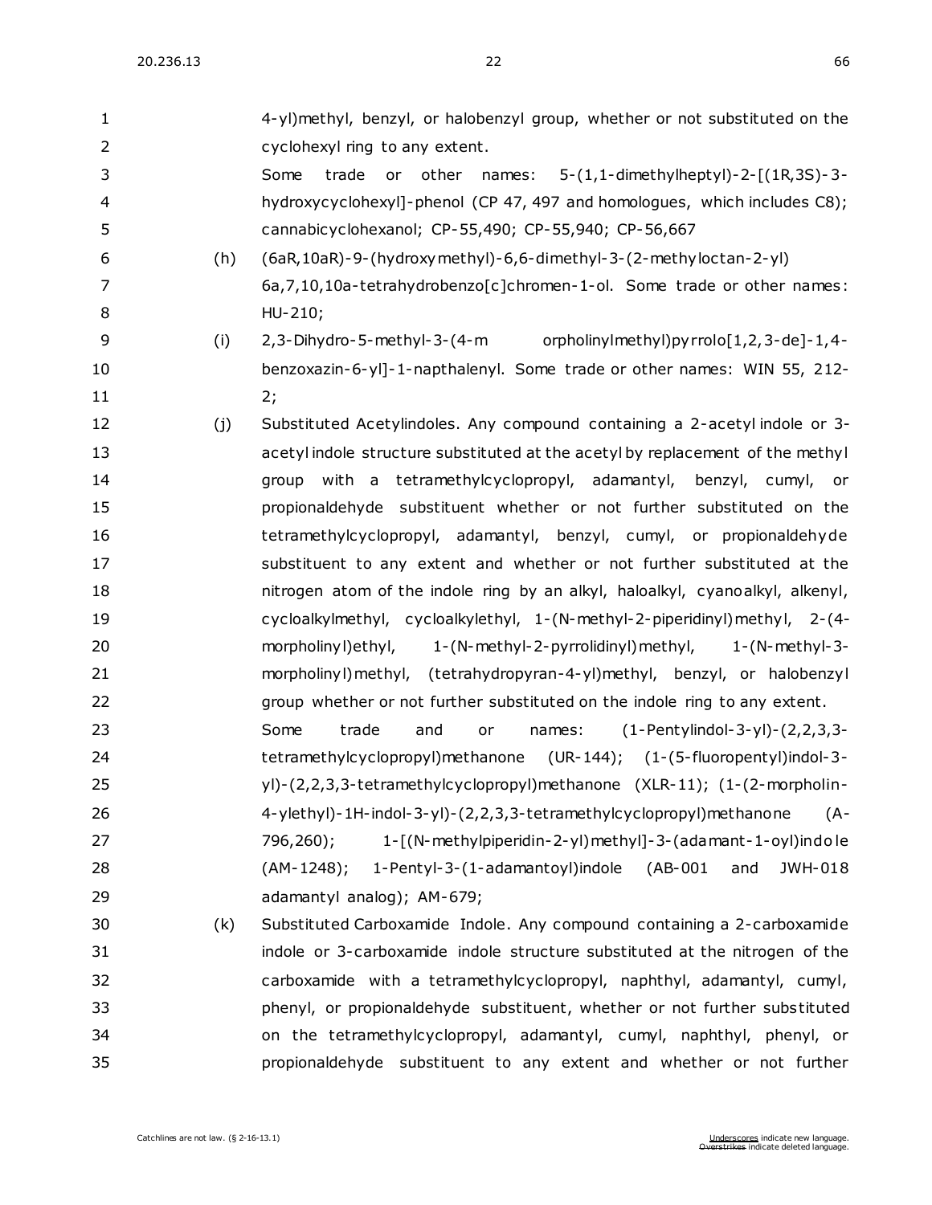4-yl)methyl, benzyl, or halobenzyl group, whether or not substituted on the cyclohexyl ring to any extent.

Some trade or other names: 5-(1,1-dimethylheptyl)-2-[(1R,3S)-3-hydroxycyclohexyl]-phenol (CP 47, 497 and homologues, which includes C8); cannabicyclohexanol; CP-55,490; CP-55,940; CP-56,667

(h) (6aR,10aR)-9-(hydroxymethyl)-6,6-dimethyl-3-(2-methyloctan-2-yl) 6a,7,10,10a-tetrahydrobenzo[c]chromen-1-ol. Some trade or other names: HU-210;

(i) 2,3-Dihydro-5-methyl-3-(4-m orpholinylmethyl)pyrrolo[1,2,3-de]-1,4-benzoxazin-6-yl]-1-napthalenyl. Some trade or other names: WIN 55, 212-2;

(j) Substituted Acetylindoles. Any compound containing a 2-acetyl indole or 3-acetyl indole structure substituted at the acetyl by replacement of the methyl group with a tetramethylcyclopropyl, adamantyl, benzyl, cumyl, or propionaldehyde substituent whether or not further substituted on the tetramethylcyclopropyl, adamantyl, benzyl, cumyl, or propionaldehyde substituent to any extent and whether or not further substituted at the nitrogen atom of the indole ring by an alkyl, haloalkyl, cyanoalkyl, alkenyl, cycloalkylmethyl, cycloalkylethyl, 1-(N-methyl-2-piperidinyl)methyl, 2-(4-morpholinyl)ethyl, 1-(N-methyl-2-pyrrolidinyl)methyl, 1-(N-methyl-3-morpholinyl)methyl, (tetrahydropyran-4-yl)methyl, benzyl, or halobenzyl group whether or not further substituted on the indole ring to any extent.

Some trade and or names: (1-Pentylindol-3-yl)-(2,2,3,3-tetramethylcyclopropyl)methanone (UR-144); (1-(5-fluoropentyl)indol-3-yl)-(2,2,3,3-tetramethylcyclopropyl)methanone (XLR-11); (1-(2-morpholin-4-ylethyl)-1H-indol-3-yl)-(2,2,3,3-tetramethylcyclopropyl)methanone (A-796,260); 1-[(N-methylpiperidin-2-yl)methyl]-3-(adamant-1-oyl)indole (AM-1248); 1-Pentyl-3-(1-adamantoyl)indole (AB-001 and JWH-018 adamantyl analog); AM-679;

(k) Substituted Carboxamide Indole. Any compound containing a 2-carboxamide indole or 3-carboxamide indole structure substituted at the nitrogen of the carboxamide with a tetramethylcyclopropyl, naphthyl, adamantyl, cumyl, phenyl, or propionaldehyde substituent, whether or not further substituted on the tetramethylcyclopropyl, adamantyl, cumyl, naphthyl, phenyl, or propionaldehyde substituent to any extent and whether or not further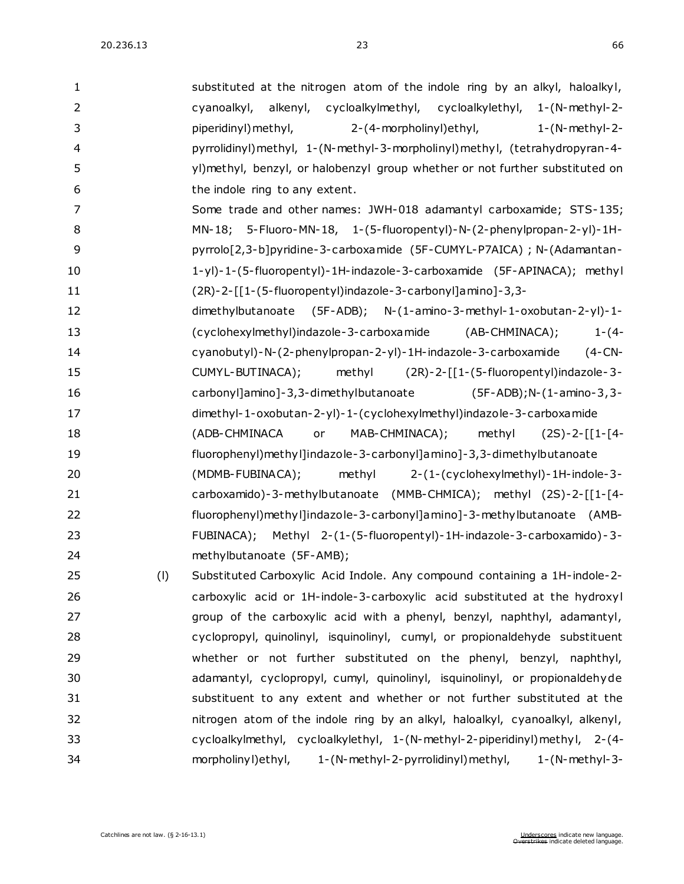substituted at the nitrogen atom of the indole ring by an alkyl, haloalkyl, cyanoalkyl, alkenyl, cycloalkylmethyl, cycloalkylethyl, 1-(N-methyl-2-piperidinyl)methyl, 2-(4-morpholinyl)ethyl, 1-(N-methyl-2-pyrrolidinyl)methyl, 1-(N-methyl-3-morpholinyl)methyl, (tetrahydropyran-4-yl)methyl, benzyl, or halobenzyl group whether or not further substituted on the indole ring to any extent.

Some trade and other names: JWH-018 adamantyl carboxamide; STS-135; MN-18; 5-Fluoro-MN-18, 1-(5-fluoropentyl)-N-(2-phenylpropan-2-yl)-1H-pyrrolo[2,3-b]pyridine-3-carboxamide (5F-CUMYL-P7AICA) ; N-(Adamantan-1-yl)-1-(5-fluoropentyl)-1H-indazole-3-carboxamide (5F-APINACA); methyl (2R)-2-[[1-(5-fluoropentyl)indazole-3-carbonyl]amino]-3,3-dimethylbutanoate (5F-ADB); N-(1-amino-3-methyl-1-oxobutan-2-yl)-1-(cyclohexylmethyl)indazole-3-carboxamide (AB-CHMINACA); 1-(4-cyanobutyl)-N-(2-phenylpropan-2-yl)-1H-indazole-3-carboxamide (4-CN-CUMYL-BUTINACA); methyl (2R)-2-[[1-(5-fluoropentyl)indazole-3-carbonyl]amino]-3,3-dimethylbutanoate (5F-ADB);N-(1-amino-3,3-dimethyl-1-oxobutan-2-yl)-1-(cyclohexylmethyl)indazole-3-carboxamide (ADB-CHMINACA or MAB-CHMINACA); methyl (2S)-2-[[1-[4-fluorophenyl)methyl]indazole-3-carbonyl]amino]-3,3-dimethylbutanoate (MDMB-FUBINACA); methyl 2-(1-(cyclohexylmethyl)-1H-indole-3-carboxamido)-3-methylbutanoate (MMB-CHMICA); methyl (2S)-2-[[1-[4-fluorophenyl)methyl]indazole-3-carbonyl]amino]-3-methylbutanoate (AMB-FUBINACA); Methyl 2-(1-(5-fluoropentyl)-1H-indazole-3-carboxamido)-3-methylbutanoate (5F-AMB);

(l) Substituted Carboxylic Acid Indole. Any compound containing a 1H-indole-2-carboxylic acid or 1H-indole-3-carboxylic acid substituted at the hydroxyl group of the carboxylic acid with a phenyl, benzyl, naphthyl, adamantyl, cyclopropyl, quinolinyl, isquinolinyl, cumyl, or propionaldehyde substituent whether or not further substituted on the phenyl, benzyl, naphthyl, adamantyl, cyclopropyl, cumyl, quinolinyl, isquinolinyl, or propionaldehyde substituent to any extent and whether or not further substituted at the nitrogen atom of the indole ring by an alkyl, haloalkyl, cyanoalkyl, alkenyl, cycloalkylmethyl, cycloalkylethyl, 1-(N-methyl-2-piperidinyl)methyl, 2-(4-morpholinyl)ethyl, 1-(N-methyl-2-pyrrolidinyl)methyl, 1-(N-methyl-3-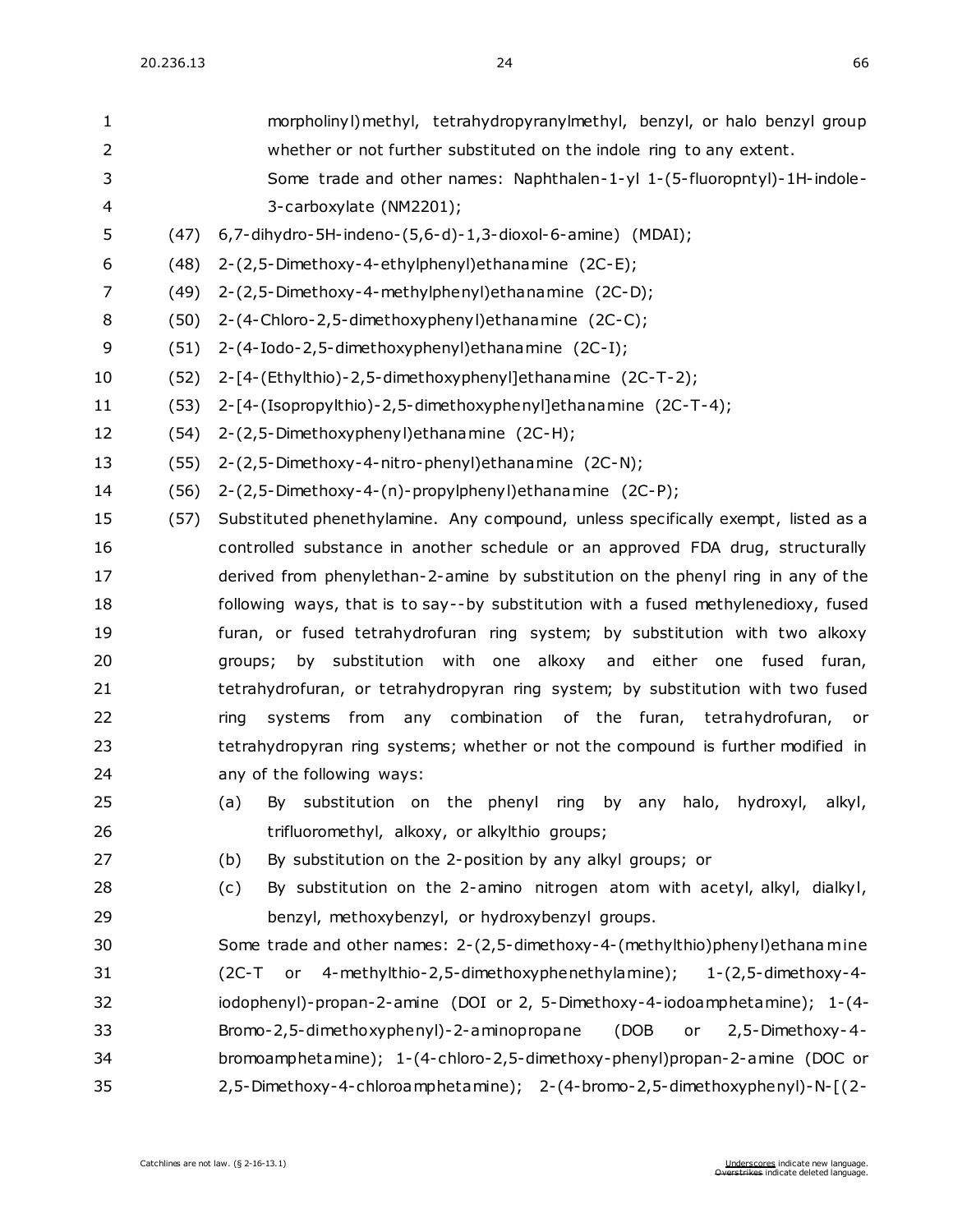morpholinyl)methyl, tetrahydropyranylmethyl, benzyl, or halo benzyl group whether or not further substituted on the indole ring to any extent.

Some trade and other names: Naphthalen-1-yl 1-(5-fluoropntyl)-1H-indole-3-carboxylate (NM2201);

(47) 6,7-dihydro-5H-indeno-(5,6-d)-1,3-dioxol-6-amine) (MDAI);

(48) 2-(2,5-Dimethoxy-4-ethylphenyl)ethanamine (2C-E);

(49) 2-(2,5-Dimethoxy-4-methylphenyl)ethanamine (2C-D);

(50) 2-(4-Chloro-2,5-dimethoxyphenyl)ethanamine (2C-C);

(51) 2-(4-Iodo-2,5-dimethoxyphenyl)ethanamine (2C-I);

(52) 2-[4-(Ethylthio)-2,5-dimethoxyphenyl]ethanamine (2C-T-2);

(53) 2-[4-(Isopropylthio)-2,5-dimethoxyphenyl]ethanamine (2C-T-4);

(54) 2-(2,5-Dimethoxyphenyl)ethanamine (2C-H);

(55) 2-(2,5-Dimethoxy-4-nitro-phenyl)ethanamine (2C-N);

(56) 2-(2,5-Dimethoxy-4-(n)-propylphenyl)ethanamine (2C-P);

(57) Substituted phenethylamine. Any compound, unless specifically exempt, listed as a controlled substance in another schedule or an approved FDA drug, structurally derived from phenylethan-2-amine by substitution on the phenyl ring in any of the following ways, that is to say--by substitution with a fused methylenedioxy, fused furan, or fused tetrahydrofuran ring system; by substitution with two alkoxy groups; by substitution with one alkoxy and either one fused furan, tetrahydrofuran, or tetrahydropyran ring system; by substitution with two fused ring systems from any combination of the furan, tetrahydrofuran, or tetrahydropyran ring systems; whether or not the compound is further modified in any of the following ways:

(a) By substitution on the phenyl ring by any halo, hydroxyl, alkyl, trifluoromethyl, alkoxy, or alkylthio groups;

(b) By substitution on the 2-position by any alkyl groups; or

(c) By substitution on the 2-amino nitrogen atom with acetyl, alkyl, dialkyl, benzyl, methoxybenzyl, or hydroxybenzyl groups.

Some trade and other names: 2-(2,5-dimethoxy-4-(methylthio)phenyl)ethanamine (2C-T or 4-methylthio-2,5-dimethoxyphenethylamine); 1-(2,5-dimethoxy-4-iodophenyl)-propan-2-amine (DOI or 2, 5-Dimethoxy-4-iodoamphetamine); 1-(4-Bromo-2,5-dimethoxyphenyl)-2-aminopropane (DOB or 2,5-Dimethoxy-4-bromoamphetamine); 1-(4-chloro-2,5-dimethoxy-phenyl)propan-2-amine (DOC or 2,5-Dimethoxy-4-chloroamphetamine); 2-(4-bromo-2,5-dimethoxyphenyl)-N-[(2-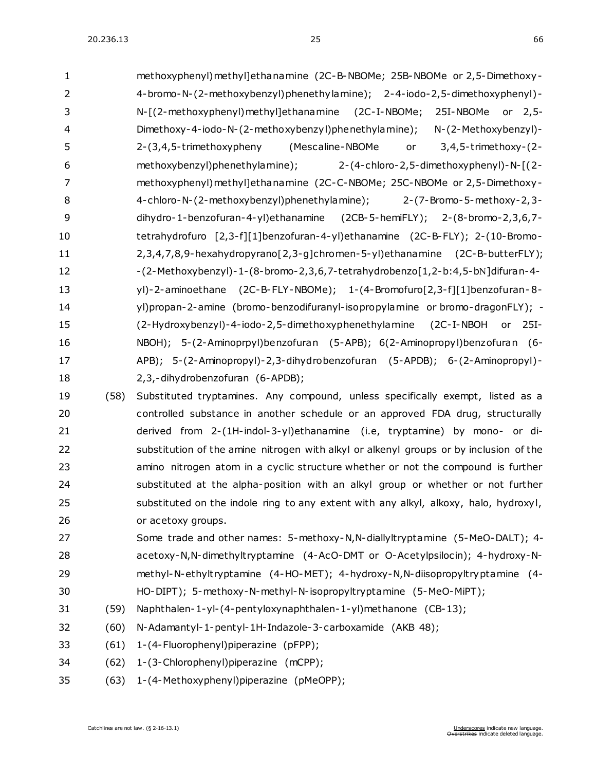methoxyphenyl)methyl]ethanamine (2C-B-NBOMe; 25B-NBOMe or 2,5-Dimethoxy-4-bromo-N-(2-methoxybenzyl)phenethylamine); 2-4-iodo-2,5-dimethoxyphenyl)-N-[(2-methoxyphenyl)methyl]ethanamine (2C-I-NBOMe; 25I-NBOMe or 2,5-Dimethoxy-4-iodo-N-(2-methoxybenzyl)phenethylamine); N-(2-Methoxybenzyl)-2-(3,4,5-trimethoxypheny (Mescaline-NBOMe or 3,4,5-trimethoxy-(2-methoxybenzyl)phenethylamine); 2-(4-chloro-2,5-dimethoxyphenyl)-N-[(2-methoxyphenyl)methyl]ethanamine (2C-C-NBOMe; 25C-NBOMe or 2,5-Dimethoxy-4-chloro-N-(2-methoxybenzyl)phenethylamine); 2-(7-Bromo-5-methoxy-2,3-dihydro-1-benzofuran-4-yl)ethanamine (2CB-5-hemiFLY); 2-(8-bromo-2,3,6,7-tetrahydrofuro [2,3-f][1]benzofuran-4-yl)ethanamine (2C-B-FLY); 2-(10-Bromo-2,3,4,7,8,9-hexahydropyrano[2,3-g]chromen-5-yl)ethanamine (2C-B-butterFLY); -(2-Methoxybenzyl)-1-(8-bromo-2,3,6,7-tetrahydrobenzo[1,2-b:4,5-bN]difuran-4-yl)-2-aminoethane (2C-B-FLY-NBOMe); 1-(4-Bromofuro[2,3-f][1]benzofuran-8-yl)propan-2-amine (bromo-benzodifuranyl-isopropylamine or bromo-dragonFLY); -(2-Hydroxybenzyl)-4-iodo-2,5-dimethoxyphenethylamine (2C-I-NBOH or 25I-NBOH); 5-(2-Aminoprpyl)benzofuran (5-APB); 6(2-Aminopropyl)benzofuran (6-APB); 5-(2-Aminopropyl)-2,3-dihydrobenzofuran (5-APDB); 6-(2-Aminopropyl)-2,3,-dihydrobenzofuran (6-APDB);

(58) Substituted tryptamines. Any compound, unless specifically exempt, listed as a controlled substance in another schedule or an approved FDA drug, structurally derived from 2-(1H-indol-3-yl)ethanamine (i.e, tryptamine) by mono- or di-substitution of the amine nitrogen with alkyl or alkenyl groups or by inclusion of the amino nitrogen atom in a cyclic structure whether or not the compound is further substituted at the alpha-position with an alkyl group or whether or not further substituted on the indole ring to any extent with any alkyl, alkoxy, halo, hydroxyl, or acetoxy groups.

Some trade and other names: 5-methoxy-N,N-diallyltryptamine (5-MeO-DALT); 4-acetoxy-N,N-dimethyltryptamine (4-AcO-DMT or O-Acetylpsilocin); 4-hydroxy-N-methyl-N-ethyltryptamine (4-HO-MET); 4-hydroxy-N,N-diisopropyltryptamine (4-HO-DIPT); 5-methoxy-N-methyl-N-isopropyltryptamine (5-MeO-MiPT);

(59) Naphthalen-1-yl-(4-pentyloxynaphthalen-1-yl)methanone (CB-13);

(60) N-Adamantyl-1-pentyl-1H-Indazole-3-carboxamide (AKB 48);

(61) 1-(4-Fluorophenyl)piperazine (pFPP);

(62) 1-(3-Chlorophenyl)piperazine (mCPP);

(63) 1-(4-Methoxyphenyl)piperazine (pMeOPP);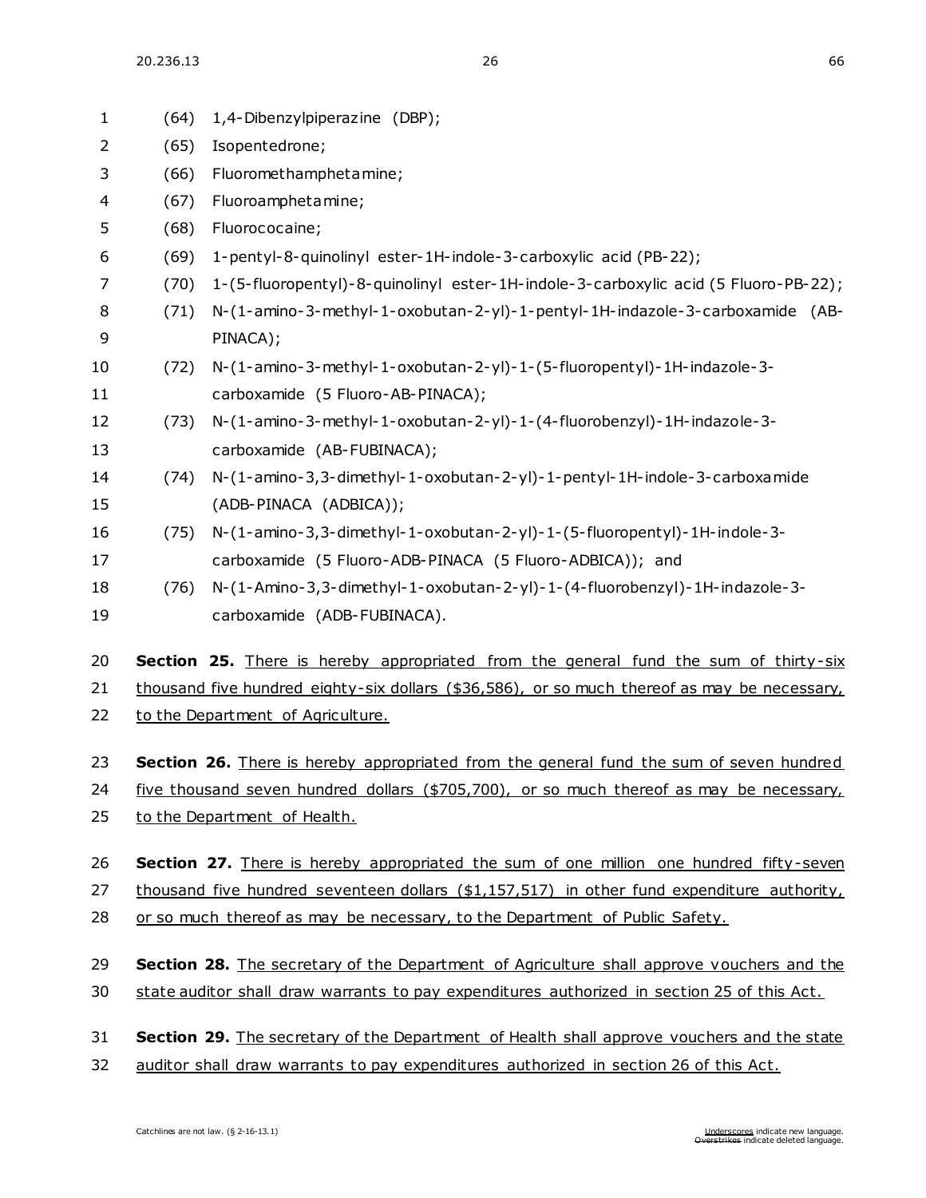(64) 1,4-Dibenzylpiperazine (DBP);

(65) Isopentedrone;

(66) Fluoromethamphetamine;

(67) Fluoroamphetamine;

(68) Fluorococaine;

(69) 1-pentyl-8-quinolinyl ester-1H-indole-3-carboxylic acid (PB-22);

(70) 1-(5-fluoropentyl)-8-quinolinyl ester-1H-indole-3-carboxylic acid (5 Fluoro-PB-22);

(71) N-(1-amino-3-methyl-1-oxobutan-2-yl)-1-pentyl-1H-indazole-3-carboxamide (AB-PINACA);

(72) N-(1-amino-3-methyl-1-oxobutan-2-yl)-1-(5-fluoropentyl)-1H-indazole-3-carboxamide (5 Fluoro-AB-PINACA);

(73) N-(1-amino-3-methyl-1-oxobutan-2-yl)-1-(4-fluorobenzyl)-1H-indazole-3-carboxamide (AB-FUBINACA);

(74) N-(1-amino-3,3-dimethyl-1-oxobutan-2-yl)-1-pentyl-1H-indole-3-carboxamide (ADB-PINACA (ADBICA));

(75) N-(1-amino-3,3-dimethyl-1-oxobutan-2-yl)-1-(5-fluoropentyl)-1H-indole-3-carboxamide (5 Fluoro-ADB-PINACA (5 Fluoro-ADBICA)); and

(76) N-(1-Amino-3,3-dimethyl-1-oxobutan-2-yl)-1-(4-fluorobenzyl)-1H-indazole-3-carboxamide (ADB-FUBINACA).

**Section 25.** There is hereby appropriated from the general fund the sum of thirty-six thousand five hundred eighty-six dollars ($36,586), or so much thereof as may be necessary, to the Department of Agriculture.

**Section 26.** There is hereby appropriated from the general fund the sum of seven hundred five thousand seven hundred dollars ($705,700), or so much thereof as may be necessary, to the Department of Health.

**Section 27.** There is hereby appropriated the sum of one million one hundred fifty-seven thousand five hundred seventeen dollars ($1,157,517) in other fund expenditure authority, or so much thereof as may be necessary, to the Department of Public Safety.

**Section 28.** The secretary of the Department of Agriculture shall approve vouchers and the state auditor shall draw warrants to pay expenditures authorized in section 25 of this Act.

**Section 29.** The secretary of the Department of Health shall approve vouchers and the state auditor shall draw warrants to pay expenditures authorized in section 26 of this Act.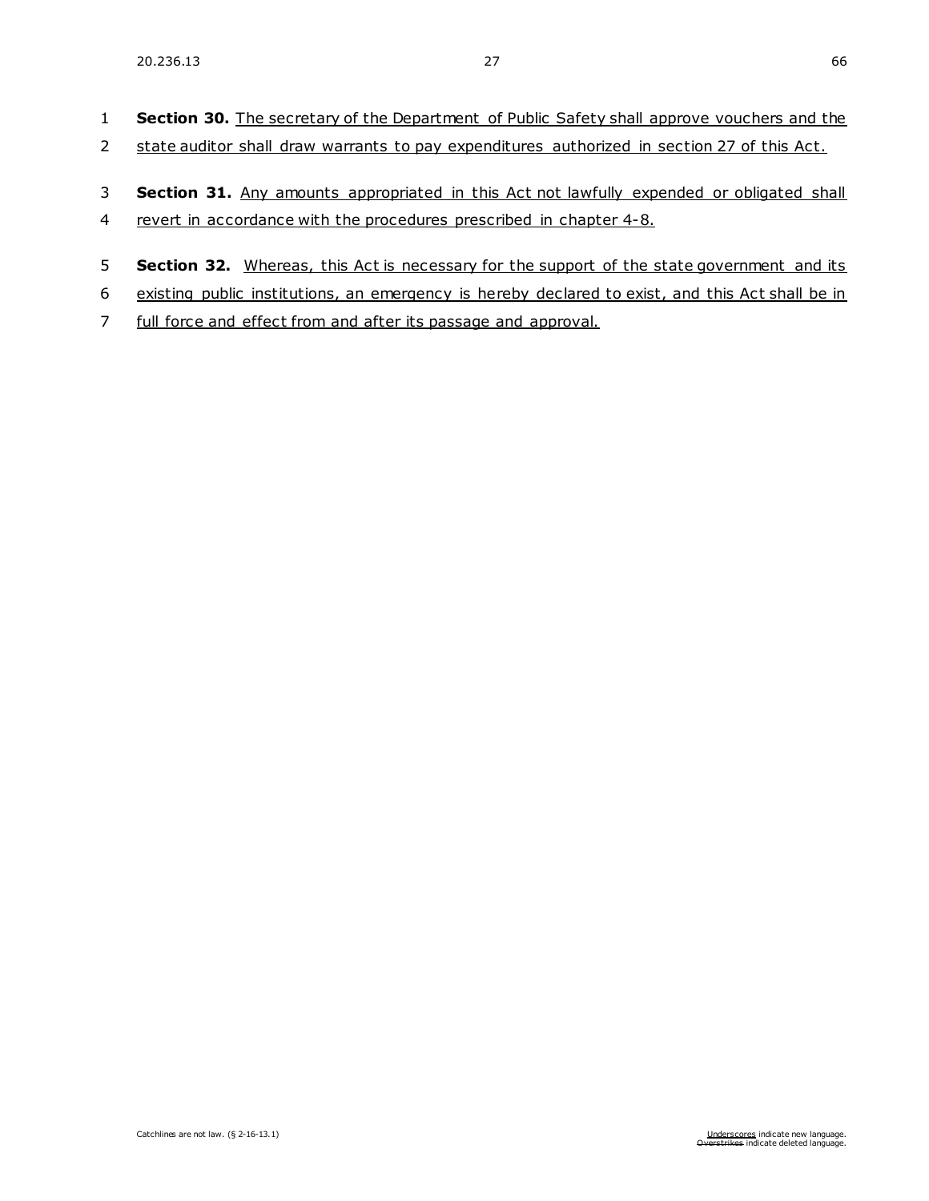**Section 30.** The secretary of the Department of Public Safety shall approve vouchers and the state auditor shall draw warrants to pay expenditures authorized in section 27 of this Act.

**Section 31.** Any amounts appropriated in this Act not lawfully expended or obligated shall revert in accordance with the procedures prescribed in chapter 4-8.

**Section 32.** Whereas, this Act is necessary for the support of the state government and its existing public institutions, an emergency is hereby declared to exist, and this Act shall be in full force and effect from and after its passage and approval.